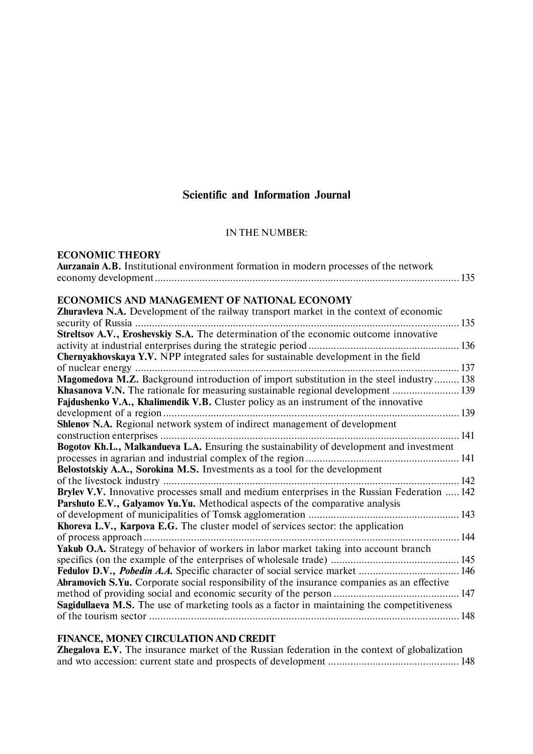# Scientific and Information Journal

IN THE NUMBER:

## ECONOMIC THEORY

**Aurzanain A.B.** Institutional environment formation in modern processes of the network economy development ............ 135

## ECONOMICS AND MANAGEMENT OF NATIONAL ECONOMY

**Zhuravleva N.A.** Development of the railway transport market in the context of economic security of Russia ............ 135

**Streltsov A.V., Eroshevskiy S.A.** The determination of the economic outcome innovative activity at industrial enterprises during the strategic period ............ 136

**Chernyakhovskaya Y.V.** NPP integrated sales for sustainable development in the field of nuclear energy ............ 137

**Magomedova M.Z.** Background introduction of import substitution in the steel industry ............ 138

**Khasanova V.N.** The rationale for measuring sustainable regional development ............ 139

**Fajdushenko V.A., Khalimendik V.B.** Cluster policy as an instrument of the innovative development of a region ............ 139

**Shlenov N.A.** Regional network system of indirect management of development construction enterprises ............ 141

**Bogotov Kh.L., Malkandueva L.A.** Ensuring the sustainability of development and investment processes in agrarian and industrial complex of the region ............ 141

**Belostotskiy A.A., Sorokina M.S.** Investments as a tool for the development of the livestock industry ............ 142

**Brylev V.V.** Innovative processes small and medium enterprises in the Russian Federation ............ 142

**Parshuto E.V., Galyamov Yu.Yu.** Methodical aspects of the comparative analysis of development of municipalities of Tomsk agglomeration ............ 143

**Khoreva L.V., Karpova E.G.** The cluster model of services sector: the application of process approach ............ 144

**Yakub O.A.** Strategy of behavior of workers in labor market taking into account branch specifics (on the example of the enterprises of wholesale trade) ............ 145

**Fedulov D.V.,** ***Pobedin A.A.*** Specific character of social service market ............ 146

**Abramovich S.Yu.** Corporate social responsibility of the insurance companies as an effective method of providing social and economic security of the person ............ 147

**Sagidullaeva M.S.** The use of marketing tools as a factor in maintaining the competitiveness of the tourism sector ............ 148

## FINANCE, MONEY CIRCULATION AND CREDIT

**Zhegalova E.V.** The insurance market of the Russian federation in the context of globalization and wto accession: current state and prospects of development ............ 148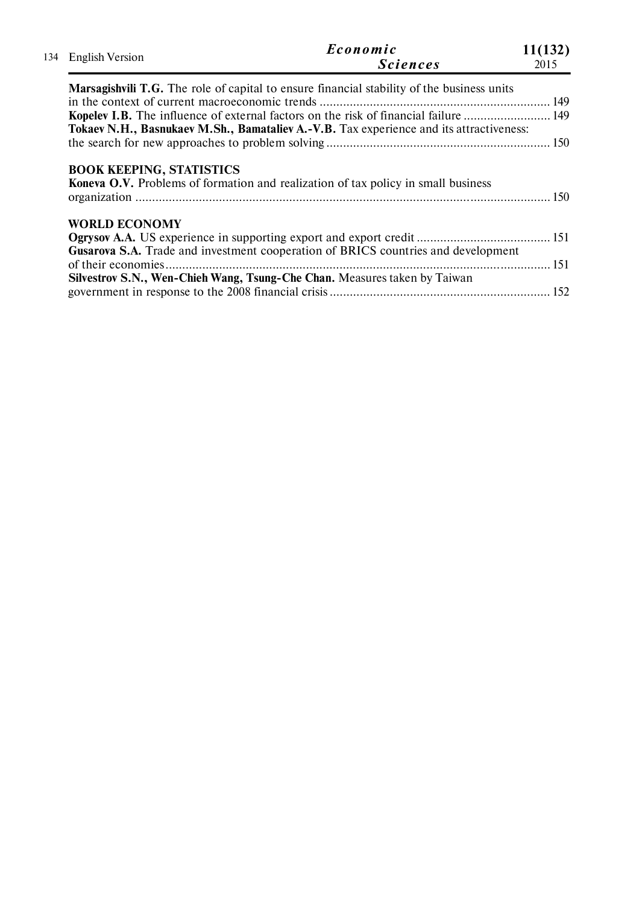**Marsagishvili T.G.** The role of capital to ensure financial stability of the business units in the context of current macroeconomic trends ..................................................................... 149

**Kopelev I.B.** The influence of external factors on the risk of financial failure .......................... 149

**Tokaev N.H., Basnukaev M.Sh., Bamataliev A.-V.B.** Tax experience and its attractiveness: the search for new approaches to problem solving ................................................................... 150

## BOOK KEEPING, STATISTICS

**Koneva O.V.** Problems of formation and realization of tax policy in small business organization ............................................................................................................................ 150

## WORLD ECONOMY

**Ogrysov A.A.** US experience in supporting export and export credit ........................................ 151

**Gusarova S.A.** Trade and investment cooperation of BRICS countries and development of their economies ................................................................................................................... 151

**Silvestrov S.N., Wen-Chieh Wang, Tsung-Che Chan.** Measures taken by Taiwan government in response to the 2008 financial crisis .................................................................. 152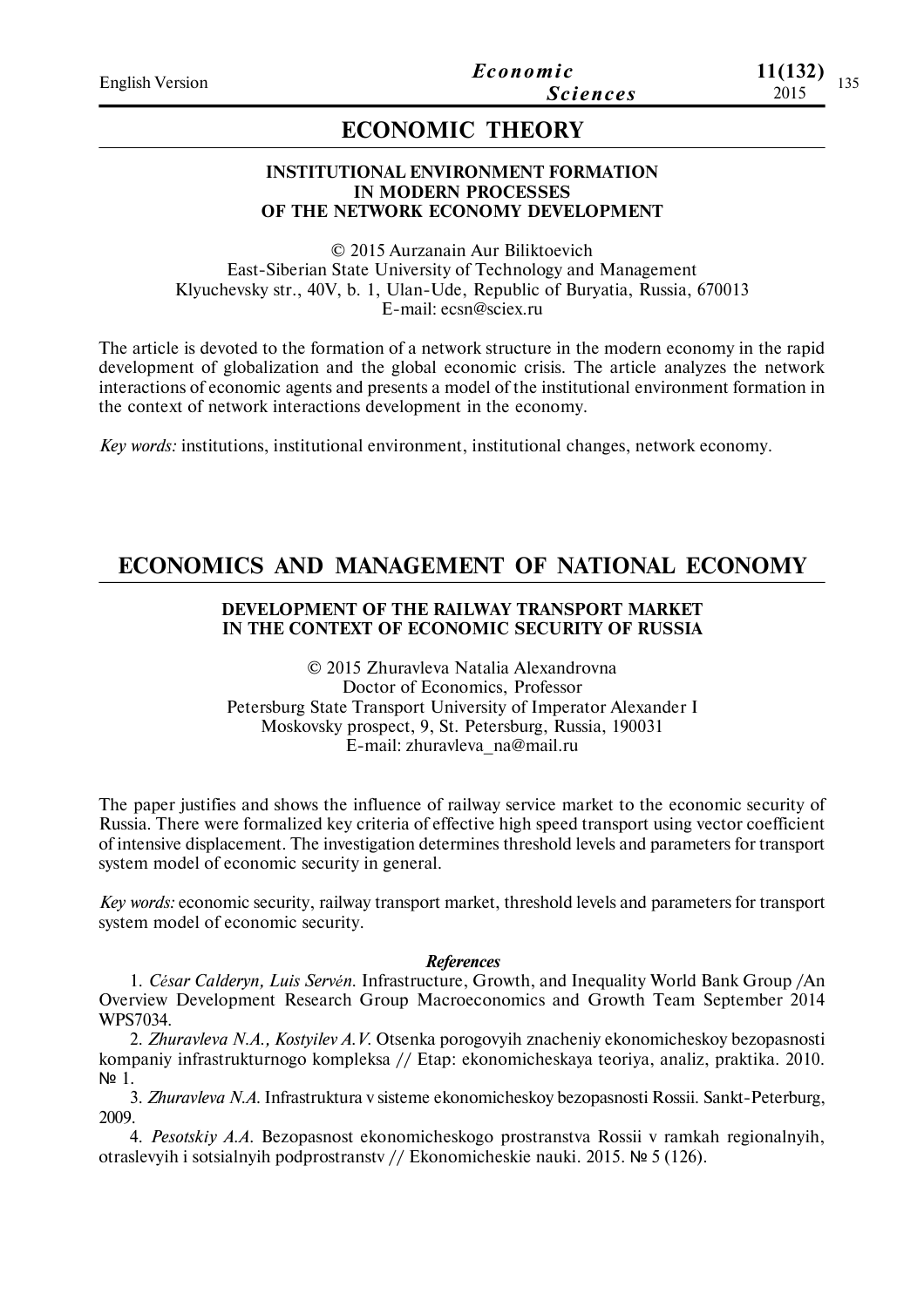# ECONOMIC THEORY

### INSTITUTIONAL ENVIRONMENT FORMATION IN MODERN PROCESSES OF THE NETWORK ECONOMY DEVELOPMENT

© 2015 Aurzanain Aur Biliktoevich
East-Siberian State University of Technology and Management
Klyuchevsky str., 40V, b. 1, Ulan-Ude, Republic of Buryatia, Russia, 670013
E-mail: ecsn@sciex.ru

The article is devoted to the formation of a network structure in the modern economy in the rapid development of globalization and the global economic crisis. The article analyzes the network interactions of economic agents and presents a model of the institutional environment formation in the context of network interactions development in the economy.

*Key words:* institutions, institutional environment, institutional changes, network economy.

# ECONOMICS AND MANAGEMENT OF NATIONAL ECONOMY

### DEVELOPMENT OF THE RAILWAY TRANSPORT MARKET IN THE CONTEXT OF ECONOMIC SECURITY OF RUSSIA

© 2015 Zhuravleva Natalia Alexandrovna
Doctor of Economics, Professor
Petersburg State Transport University of Imperator Alexander I
Moskovsky prospect, 9, St. Petersburg, Russia, 190031
E-mail: zhuravleva_na@mail.ru

The paper justifies and shows the influence of railway service market to the economic security of Russia. There were formalized key criteria of effective high speed transport using vector coefficient of intensive displacement. The investigation determines threshold levels and parameters for transport system model of economic security in general.

*Key words:* economic security, railway transport market, threshold levels and parameters for transport system model of economic security.

***References***

1. *César Calderyn, Luis Servén.* Infrastructure, Growth, and Inequality World Bank Group /An Overview Development Research Group Macroeconomics and Growth Team September 2014 WPS7034.
2. *Zhuravleva N.A., Kostyilev A.V.* Otsenka porogovyih znacheniy ekonomicheskoy bezopasnosti kompaniy infrastrukturnogo kompleksa // Etap: ekonomicheskaya teoriya, analiz, praktika. 2010. № 1.
3. *Zhuravleva N.A.* Infrastruktura v sisteme ekonomicheskoy bezopasnosti Rossii. Sankt-Peterburg, 2009.
4. *Pesotskiy A.A.* Bezopasnost ekonomicheskogo prostranstva Rossii v ramkah regionalnyih, otraslevyih i sotsialnyih podprostranstv // Ekonomicheskie nauki. 2015. № 5 (126).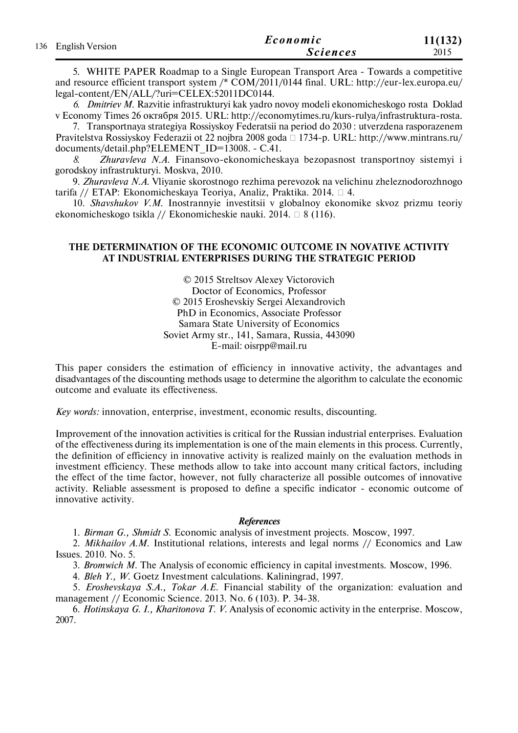5. WHITE PAPER Roadmap to a Single European Transport Area - Towards a competitive and resource efficient transport system /* COM/2011/0144 final. URL: http://eur-lex.europa.eu/legal-content/EN/ALL/?uri=CELEX:52011DC0144.

6. *Dmitriev M.* Razvitie infrastrukturyi kak yadro novoy modeli ekonomicheskogo rosta Doklad v Economy Times 26 октября 2015. URL: http://economytimes.ru/kurs-rulya/infrastruktura-rosta.

7. Transportnaya strategiya Rossiyskoy Federatsii na period do 2030 : utverzdena rasporazenem Pravitelstva Rossiyskoy Federazii ot 22 nojbra 2008 goda □ 1734-p. URL: http://www.mintrans.ru/documents/detail.php?ELEMENT_ID=13008. - C.41.

8. *Zhuravleva N.A.* Finansovo-ekonomicheskaya bezopasnost transportnoy sistemyi i gorodskoy infrastrukturyi. Moskva, 2010.

9. *Zhuravleva N.A.* Vliyanie skorostnogo rezhima perevozok na velichinu zheleznodorozhnogo tarifa // ETAP: Ekonomicheskaya Teoriya, Analiz, Praktika. 2014. □ 4.

10. *Shavshukov V.M.* Inostrannyie investitsii v globalnoy ekonomike skvoz prizmu teoriy ekonomicheskogo tsikla // Ekonomicheskie nauki. 2014. □ 8 (116).

## THE DETERMINATION OF THE ECONOMIC OUTCOME IN NOVATIVE ACTIVITY AT INDUSTRIAL ENTERPRISES DURING THE STRATEGIC PERIOD

© 2015 Streltsov Alexey Victorovich
Doctor of Economics, Professor
© 2015 Eroshevskiy Sergei Alexandrovich
PhD in Economics, Associate Professor
Samara State University of Economics
Soviet Army str., 141, Samara, Russia, 443090
E-mail: oisrpp@mail.ru

This paper considers the estimation of efficiency in innovative activity, the advantages and disadvantages of the discounting methods usage to determine the algorithm to calculate the economic outcome and evaluate its effectiveness.

*Key words:* innovation, enterprise, investment, economic results, discounting.

Improvement of the innovation activities is critical for the Russian industrial enterprises. Evaluation of the effectiveness during its implementation is one of the main elements in this process. Currently, the definition of efficiency in innovative activity is realized mainly on the evaluation methods in investment efficiency. These methods allow to take into account many critical factors, including the effect of the time factor, however, not fully characterize all possible outcomes of innovative activity. Reliable assessment is proposed to define a specific indicator - economic outcome of innovative activity.

***References***

1. *Birman G., Shmidt S.* Economic analysis of investment projects. Moscow, 1997.

2. *Mikhailov A.M.* Institutional relations, interests and legal norms // Economics and Law Issues. 2010. No. 5.

3. *Bromwich M.* The Analysis of economic efficiency in capital investments. Moscow, 1996.

4. *Bleh Y., W.* Goetz Investment calculations. Kaliningrad, 1997.

5. *Eroshevskaya S.A., Tokar A.E.* Financial stability of the organization: evaluation and management // Economic Science. 2013. No. 6 (103). P. 34-38.

6. *Hotinskaya G. I., Kharitonova T. V.* Analysis of economic activity in the enterprise. Moscow, 2007.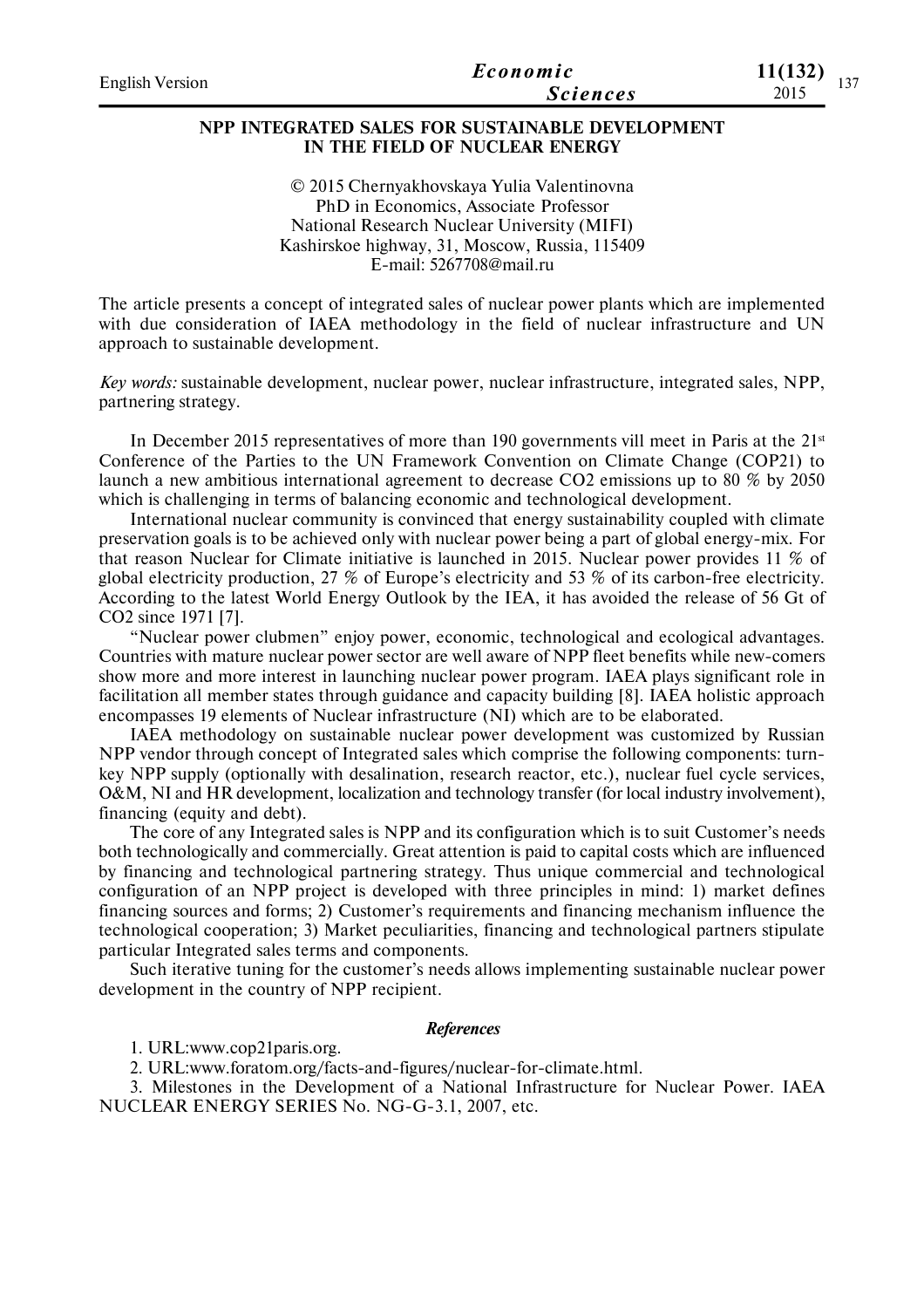## NPP INTEGRATED SALES FOR SUSTAINABLE DEVELOPMENT IN THE FIELD OF NUCLEAR ENERGY

© 2015 Chernyakhovskaya Yulia Valentinovna
PhD in Economics, Associate Professor
National Research Nuclear University (MIFI)
Kashirskoe highway, 31, Moscow, Russia, 115409
E-mail: 5267708@mail.ru

The article presents a concept of integrated sales of nuclear power plants which are implemented with due consideration of IAEA methodology in the field of nuclear infrastructure and UN approach to sustainable development.

*Key words:* sustainable development, nuclear power, nuclear infrastructure, integrated sales, NPP, partnering strategy.

In December 2015 representatives of more than 190 governments vill meet in Paris at the 21st Conference of the Parties to the UN Framework Convention on Climate Change (COP21) to launch a new ambitious international agreement to decrease CO2 emissions up to 80 % by 2050 which is challenging in terms of balancing economic and technological development.

International nuclear community is convinced that energy sustainability coupled with climate preservation goals is to be achieved only with nuclear power being a part of global energy-mix. For that reason Nuclear for Climate initiative is launched in 2015. Nuclear power provides 11 % of global electricity production, 27 % of Europe's electricity and 53 % of its carbon-free electricity. According to the latest World Energy Outlook by the IEA, it has avoided the release of 56 Gt of CO2 since 1971 [7].

"Nuclear power clubmen" enjoy power, economic, technological and ecological advantages. Countries with mature nuclear power sector are well aware of NPP fleet benefits while new-comers show more and more interest in launching nuclear power program. IAEA plays significant role in facilitation all member states through guidance and capacity building [8]. IAEA holistic approach encompasses 19 elements of Nuclear infrastructure (NI) which are to be elaborated.

IAEA methodology on sustainable nuclear power development was customized by Russian NPP vendor through concept of Integrated sales which comprise the following components: turn-key NPP supply (optionally with desalination, research reactor, etc.), nuclear fuel cycle services, O&M, NI and HR development, localization and technology transfer (for local industry involvement), financing (equity and debt).

The core of any Integrated sales is NPP and its configuration which is to suit Customer's needs both technologically and commercially. Great attention is paid to capital costs which are influenced by financing and technological partnering strategy. Thus unique commercial and technological configuration of an NPP project is developed with three principles in mind: 1) market defines financing sources and forms; 2) Customer's requirements and financing mechanism influence the technological cooperation; 3) Market peculiarities, financing and technological partners stipulate particular Integrated sales terms and components.

Such iterative tuning for the customer's needs allows implementing sustainable nuclear power development in the country of NPP recipient.

### *References*

1. URL:www.cop21paris.org.
2. URL:www.foratom.org/facts-and-figures/nuclear-for-climate.html.
3. Milestones in the Development of a National Infrastructure for Nuclear Power. IAEA NUCLEAR ENERGY SERIES No. NG-G-3.1, 2007, etc.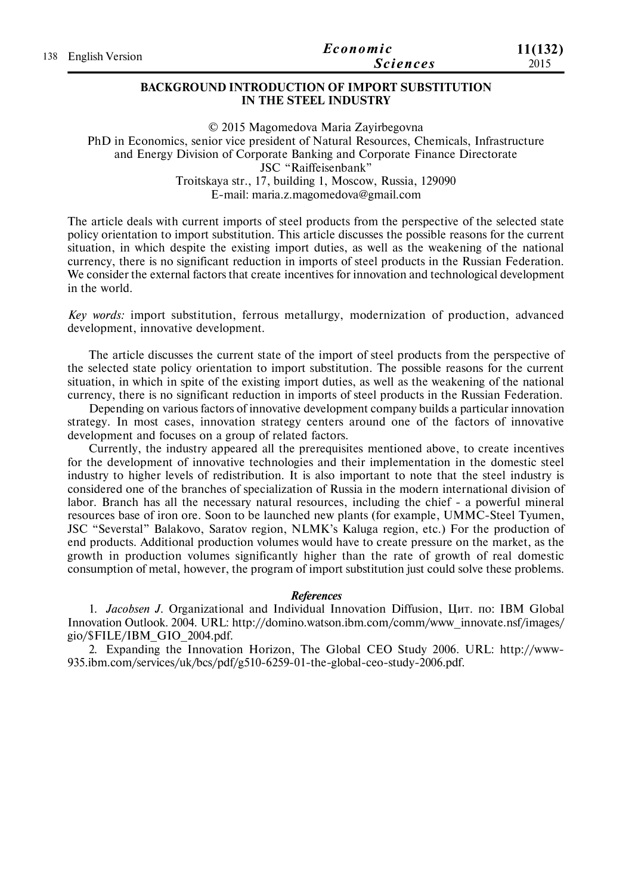## BACKGROUND INTRODUCTION OF IMPORT SUBSTITUTION IN THE STEEL INDUSTRY

© 2015 Magomedova Maria Zayirbegovna
PhD in Economics, senior vice president of Natural Resources, Chemicals, Infrastructure and Energy Division of Corporate Banking and Corporate Finance Directorate
JSC "Raiffeisenbank"
Troitskaya str., 17, building 1, Moscow, Russia, 129090
E-mail: maria.z.magomedova@gmail.com

The article deals with current imports of steel products from the perspective of the selected state policy orientation to import substitution. This article discusses the possible reasons for the current situation, in which despite the existing import duties, as well as the weakening of the national currency, there is no significant reduction in imports of steel products in the Russian Federation. We consider the external factors that create incentives for innovation and technological development in the world.

*Key words:* import substitution, ferrous metallurgy, modernization of production, advanced development, innovative development.

The article discusses the current state of the import of steel products from the perspective of the selected state policy orientation to import substitution. The possible reasons for the current situation, in which in spite of the existing import duties, as well as the weakening of the national currency, there is no significant reduction in imports of steel products in the Russian Federation.

Depending on various factors of innovative development company builds a particular innovation strategy. In most cases, innovation strategy centers around one of the factors of innovative development and focuses on a group of related factors.

Currently, the industry appeared all the prerequisites mentioned above, to create incentives for the development of innovative technologies and their implementation in the domestic steel industry to higher levels of redistribution. It is also important to note that the steel industry is considered one of the branches of specialization of Russia in the modern international division of labor. Branch has all the necessary natural resources, including the chief - a powerful mineral resources base of iron ore. Soon to be launched new plants (for example, UMMC-Steel Tyumen, JSC "Severstal" Balakovo, Saratov region, NLMK's Kaluga region, etc.) For the production of end products. Additional production volumes would have to create pressure on the market, as the growth in production volumes significantly higher than the rate of growth of real domestic consumption of metal, however, the program of import substitution just could solve these problems.

### References

1. *Jacobsen J*. Organizational and Individual Innovation Diffusion, Цит. по: IBM Global Innovation Outlook. 2004. URL: http://domino.watson.ibm.com/comm/www_innovate.nsf/images/gio/$FILE/IBM_GIO_2004.pdf.
2. Expanding the Innovation Horizon, The Global CEO Study 2006. URL: http://www-935.ibm.com/services/uk/bcs/pdf/g510-6259-01-the-global-ceo-study-2006.pdf.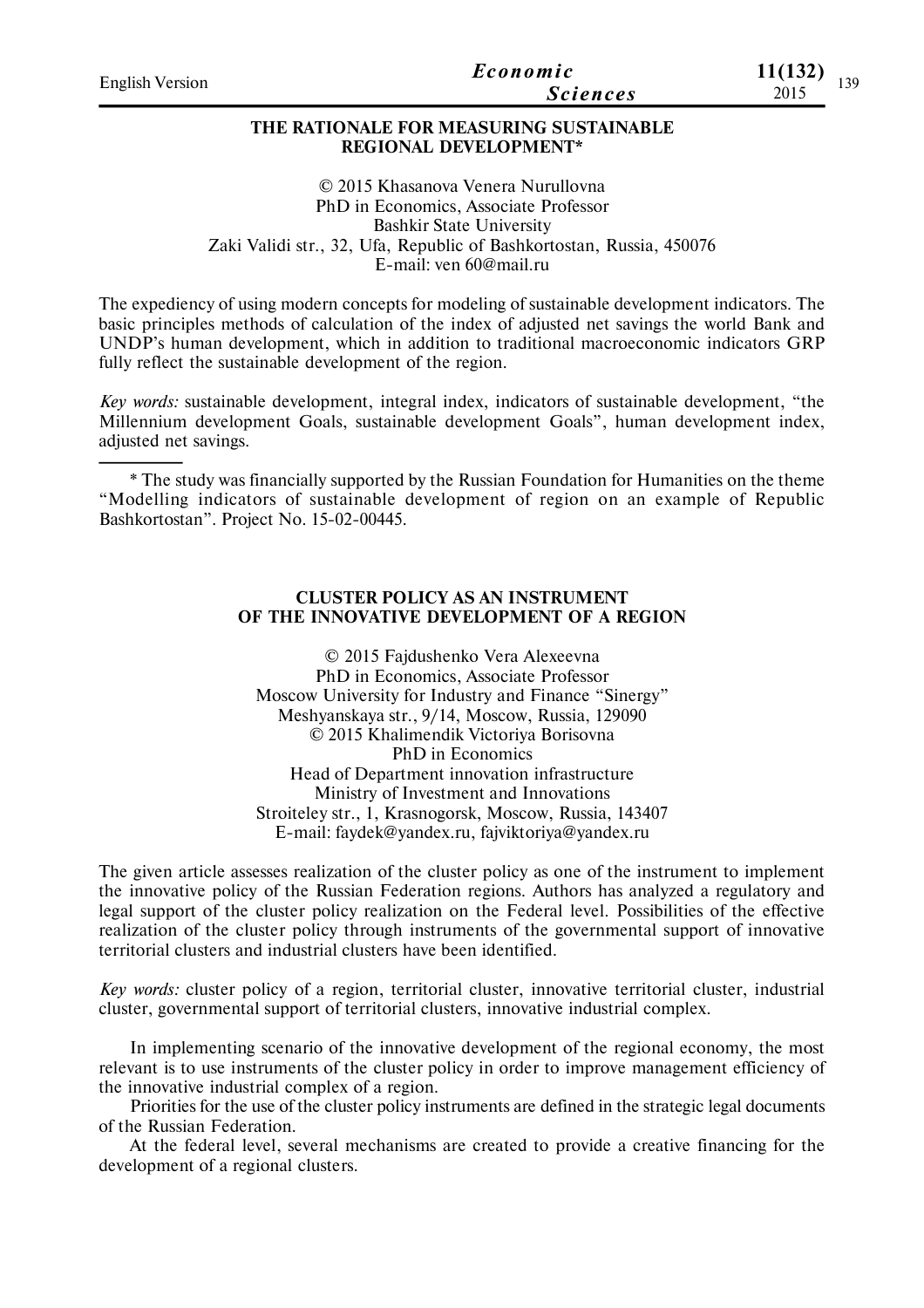## THE RATIONALE FOR MEASURING SUSTAINABLE REGIONAL DEVELOPMENT*

© 2015 Khasanova Venera Nurullovna
PhD in Economics, Associate Professor
Bashkir State University
Zaki Validi str., 32, Ufa, Republic of Bashkortostan, Russia, 450076
E-mail: ven 60@mail.ru

The expediency of using modern concepts for modeling of sustainable development indicators. The basic principles methods of calculation of the index of adjusted net savings the world Bank and UNDP's human development, which in addition to traditional macroeconomic indicators GRP fully reflect the sustainable development of the region.

*Key words:* sustainable development, integral index, indicators of sustainable development, "the Millennium development Goals, sustainable development Goals", human development index, adjusted net savings.

---

\* The study was financially supported by the Russian Foundation for Humanities on the theme "Modelling indicators of sustainable development of region on an example of Republic Bashkortostan". Project No. 15-02-00445.

## CLUSTER POLICY AS AN INSTRUMENT OF THE INNOVATIVE DEVELOPMENT OF A REGION

© 2015 Fajdushenko Vera Alexeevna
PhD in Economics, Associate Professor
Moscow University for Industry and Finance "Sinergy"
Meshyanskaya str., 9/14, Moscow, Russia, 129090
© 2015 Khalimendik Victoriya Borisovna
PhD in Economics
Head of Department innovation infrastructure
Ministry of Investment and Innovations
Stroiteley str., 1, Krasnogorsk, Moscow, Russia, 143407
E-mail: faydek@yandex.ru, fajviktoriya@yandex.ru

The given article assesses realization of the cluster policy as one of the instrument to implement the innovative policy of the Russian Federation regions. Authors has analyzed a regulatory and legal support of the cluster policy realization on the Federal level. Possibilities of the effective realization of the cluster policy through instruments of the governmental support of innovative territorial clusters and industrial clusters have been identified.

*Key words:* cluster policy of a region, territorial cluster, innovative territorial cluster, industrial cluster, governmental support of territorial clusters, innovative industrial complex.

In implementing scenario of the innovative development of the regional economy, the most relevant is to use instruments of the cluster policy in order to improve management efficiency of the innovative industrial complex of a region.

Priorities for the use of the cluster policy instruments are defined in the strategic legal documents of the Russian Federation.

At the federal level, several mechanisms are created to provide a creative financing for the development of a regional clusters.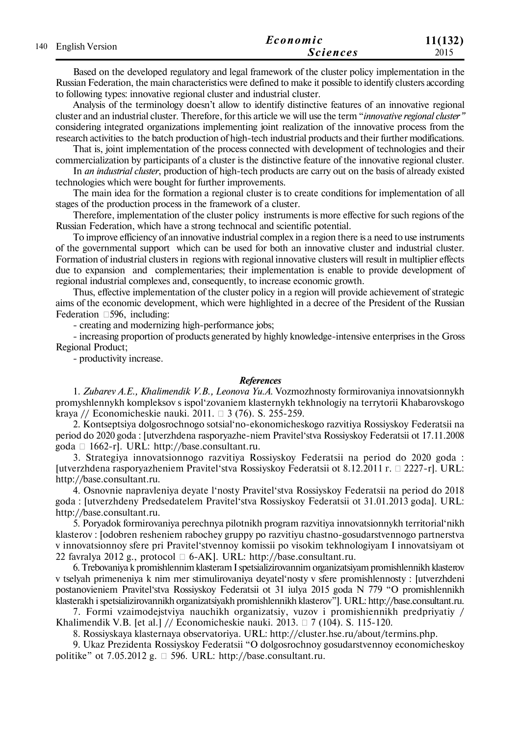Based on the developed regulatory and legal framework of the cluster policy implementation in the Russian Federation, the main characteristics were defined to make it possible to identify clusters according to following types: innovative regional cluster and industrial cluster.

Analysis of the terminology doesn't allow to identify distinctive features of an innovative regional cluster and an industrial cluster. Therefore, for this article we will use the term "*innovative regional cluster*" considering integrated organizations implementing joint realization of the innovative process from the research activities to the batch production of high-tech industrial products and their further modifications.

That is, joint implementation of the process connected with development of technologies and their commercialization by participants of a cluster is the distinctive feature of the innovative regional cluster.

In *an industrial cluster*, production of high-tech products are carry out on the basis of already existed technologies which were bought for further improvements.

The main idea for the formation a regional cluster is to create conditions for implementation of all stages of the production process in the framework of a cluster.

Therefore, implementation of the cluster policy instruments is more effective for such regions of the Russian Federation, which have a strong technocal and scientific potential.

To improve efficiency of an innovative industrial complex in a region there is a need to use instruments of the governmental support which can be used for both an innovative cluster and industrial cluster. Formation of industrial clusters in regions with regional innovative clusters will result in multiplier effects due to expansion and complementaries; their implementation is enable to provide development of regional industrial complexes and, consequently, to increase economic growth.

Thus, effective implementation of the cluster policy in a region will provide achievement of strategic aims of the economic development, which were highlighted in a decree of the President of the Russian Federation №596, including:

- creating and modernizing high-performance jobs;
- increasing proportion of products generated by highly knowledge-intensive enterprises in the Gross Regional Product;
- productivity increase.

### *References*

1. *Zubarev A.E., Khalimendik V.B., Leonova Yu.A.* Vozmozhnosty formirovaniya innovatsionnykh promyshlennykh kompleksov s ispol'zovaniem klasternykh tekhnologiy na terrytorii Khabarovskogo kraya // Economicheskie nauki. 2011. № 3 (76). S. 255-259.

2. Kontseptsiya dolgosrochnogo sotsial'no-ekonomicheskogo razvitiya Rossiyskoy Federatsii na period do 2020 goda : [utverzhdena rasporyazhe-niem Pravitel'stva Rossiyskoy Federatsii ot 17.11.2008 goda № 1662-r]. URL: http://base.consultant.ru.

3. Strategiya innovatsionnogo razvitiya Rossiyskoy Federatsii na period do 2020 goda : [utverzhdena rasporyazheniem Pravitel'stva Rossiyskoy Federatsii ot 8.12.2011 г. № 2227-r]. URL: http://base.consultant.ru.

4. Osnovnie napravleniya deyate l'nosty Pravitel'stva Rossiyskoy Federatsii na period do 2018 goda : [utverzhdeny Predsedatelem Pravitel'stva Rossiyskoy Federatsii ot 31.01.2013 goda]. URL: http://base.consultant.ru.

5. Poryadok formirovaniya perechnya pilotnikh program razvitiya innovatsionnykh territorial'nikh klasterov : [odobren resheniem rabochey gruppy po razvitiyu chastno-gosudarstvennogo partnerstva v innovatsionnoy sfere pri Pravitel'stvennoy komissii po visokim tekhnologiyam I innovatsiyam ot 22 favralya 2012 g., protocol № 6-AK]. URL: http://base.consultant.ru.

6. Trebovaniya k promishlennim klasteram I spetsializirovannim organizatsiyam promishlennikh klasterov v tselyah primeneniya k nim mer stimulirovaniya deyatel'nosty v sfere promishlennosty : [utverzhdeni postanovieniem Pravitel'stva Rossiyskoy Federatsii ot 31 iulya 2015 goda N 779 "O promishlennikh klasterakh i spetsializirovannikh organizatsiyakh promishlennikh klasterov"]. URL: http://base.consultant.ru.

7. Formi vzaimodejstviya nauchikh organizatsiy, vuzov i promishiennikh predpriyatiy / Khalimendik V.B. [et al.] // Economicheskie nauki. 2013. № 7 (104). S. 115-120.

8. Rossiyskaya klasternaya observatoriya. URL: http://cluster.hse.ru/about/termins.php.

9. Ukaz Prezidenta Rossiyskoy Federatsii "O dolgosrochnoy gosudarstvennoy economicheskoy politike" ot 7.05.2012 g. № 596. URL: http://base.consultant.ru.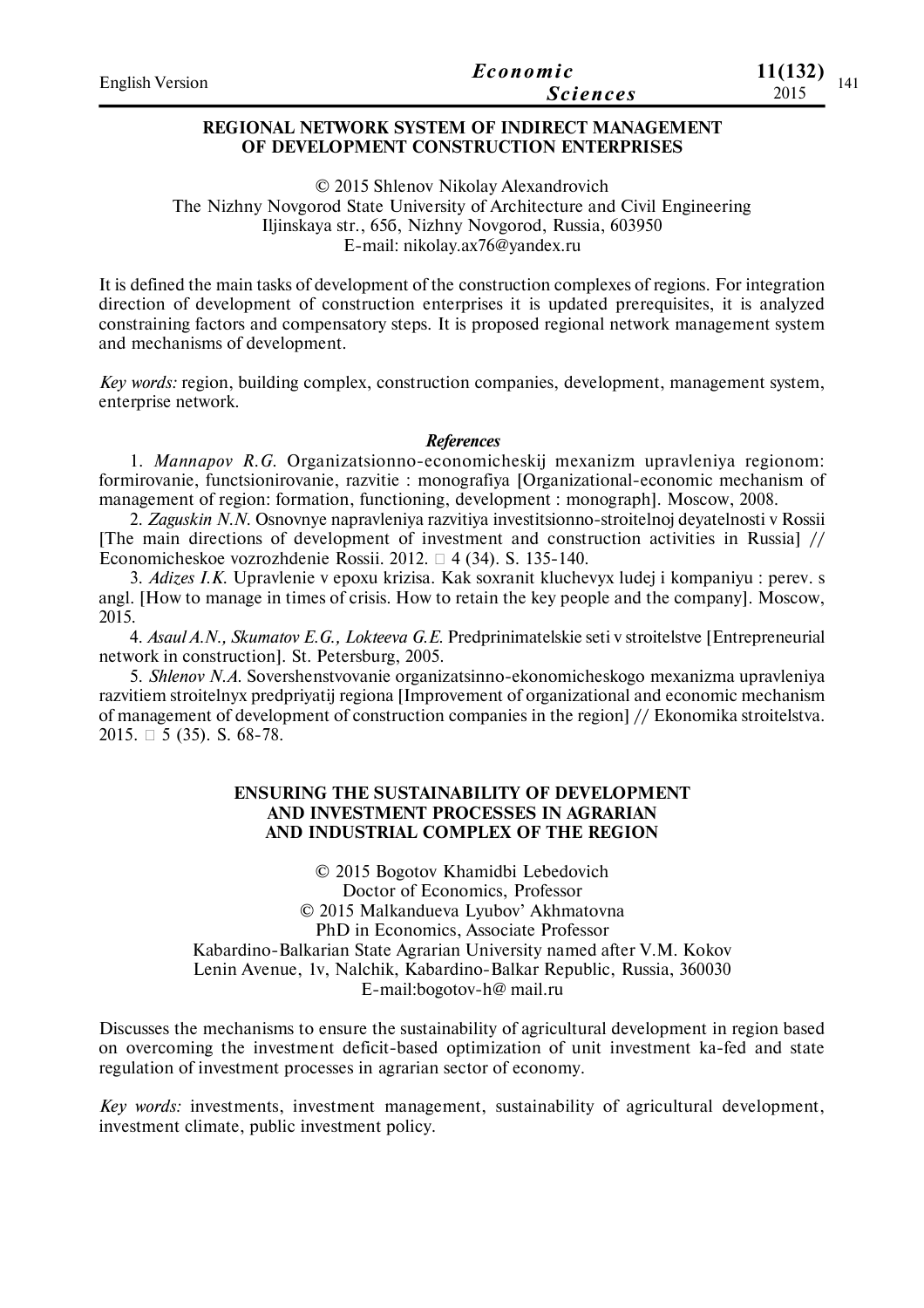## REGIONAL NETWORK SYSTEM OF INDIRECT MANAGEMENT OF DEVELOPMENT CONSTRUCTION ENTERPRISES

© 2015 Shlenov Nikolay Alexandrovich
The Nizhny Novgorod State University of Architecture and Civil Engineering
Iljinskaya str., 65б, Nizhny Novgorod, Russia, 603950
E-mail: nikolay.ax76@yandex.ru

It is defined the main tasks of development of the construction complexes of regions. For integration direction of development of construction enterprises it is updated prerequisites, it is analyzed constraining factors and compensatory steps. It is proposed regional network management system and mechanisms of development.

*Key words:* region, building complex, construction companies, development, management system, enterprise network.

### *References*

1. *Mannapov R.G.* Organizatsionno-economicheskij mexanizm upravleniya regionom: formirovanie, functsionirovanie, razvitie : monografiya [Organizational-economic mechanism of management of region: formation, functioning, development : monograph]. Moscow, 2008.
2. *Zaguskin N.N.* Osnovnye napravleniya razvitiya investitsionno-stroitelnoj deyatelnosti v Rossii [The main directions of development of investment and construction activities in Russia] // Economicheskoe vozrozhdenie Rossii. 2012. № 4 (34). S. 135-140.
3. *Adizes I.K.* Upravlenie v epoxu krizisa. Kak soxranit kluchevyx ludej i kompaniyu : perev. s angl. [How to manage in times of crisis. How to retain the key people and the company]. Moscow, 2015.
4. *Asaul A.N., Skumatov E.G., Lokteeva G.E.* Predprinimatelskie seti v stroitelstve [Entrepreneurial network in construction]. St. Petersburg, 2005.
5. *Shlenov N.A.* Sovershenstvovanie organizatsinno-ekonomicheskogo mexanizma upravleniya razvitiem stroitelnyx predpriyatij regiona [Improvement of organizational and economic mechanism of management of development of construction companies in the region] // Ekonomika stroitelstva. 2015. № 5 (35). S. 68-78.

## ENSURING THE SUSTAINABILITY OF DEVELOPMENT AND INVESTMENT PROCESSES IN AGRARIAN AND INDUSTRIAL COMPLEX OF THE REGION

© 2015 Bogotov Khamidbi Lebedovich
Doctor of Economics, Professor
© 2015 Malkandueva Lyubov' Akhmatovna
PhD in Economics, Associate Professor
Kabardino-Balkarian State Agrarian University named after V.M. Kokov
Lenin Avenue, 1v, Nalchik, Kabardino-Balkar Republic, Russia, 360030
E-mail:bogotov-h@ mail.ru

Discusses the mechanisms to ensure the sustainability of agricultural development in region based on overcoming the investment deficit-based optimization of unit investment ka-fed and state regulation of investment processes in agrarian sector of economy.

*Key words:* investments, investment management, sustainability of agricultural development, investment climate, public investment policy.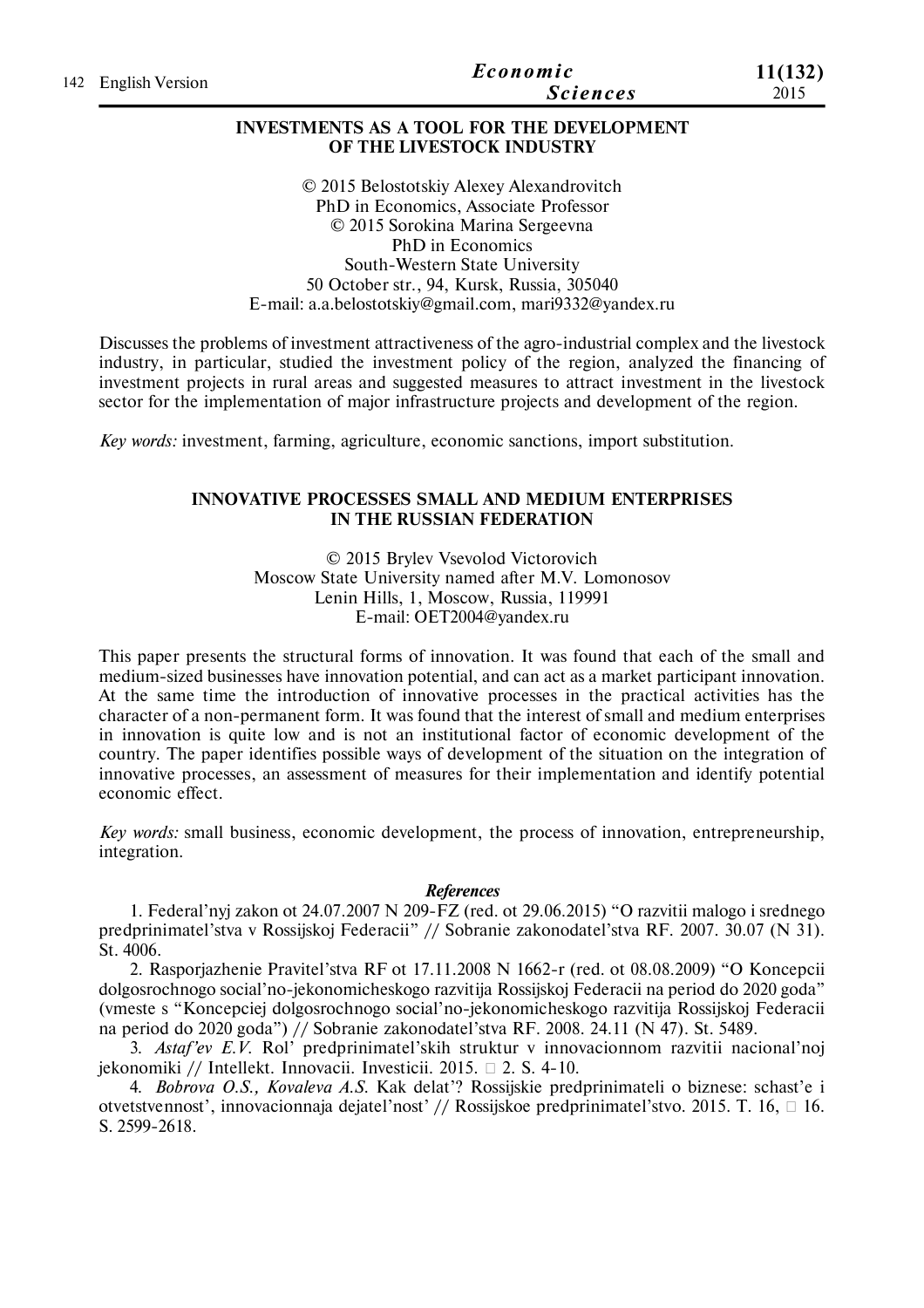## INVESTMENTS AS A TOOL FOR THE DEVELOPMENT OF THE LIVESTOCK INDUSTRY

© 2015 Belostotskiy Alexey Alexandrovitch
PhD in Economics, Associate Professor
© 2015 Sorokina Marina Sergeevna
PhD in Economics
South-Western State University
50 October str., 94, Kursk, Russia, 305040
E-mail: a.a.belostotskiy@gmail.com, mari9332@yandex.ru

Discusses the problems of investment attractiveness of the agro-industrial complex and the livestock industry, in particular, studied the investment policy of the region, analyzed the financing of investment projects in rural areas and suggested measures to attract investment in the livestock sector for the implementation of major infrastructure projects and development of the region.

*Key words:* investment, farming, agriculture, economic sanctions, import substitution.

## INNOVATIVE PROCESSES SMALL AND MEDIUM ENTERPRISES IN THE RUSSIAN FEDERATION

© 2015 Brylev Vsevolod Victorovich
Moscow State University named after M.V. Lomonosov
Lenin Hills, 1, Moscow, Russia, 119991
E-mail: OET2004@yandex.ru

This paper presents the structural forms of innovation. It was found that each of the small and medium-sized businesses have innovation potential, and can act as a market participant innovation. At the same time the introduction of innovative processes in the practical activities has the character of a non-permanent form. It was found that the interest of small and medium enterprises in innovation is quite low and is not an institutional factor of economic development of the country. The paper identifies possible ways of development of the situation on the integration of innovative processes, an assessment of measures for their implementation and identify potential economic effect.

*Key words:* small business, economic development, the process of innovation, entrepreneurship, integration.

### *References*

1. Federal'nyj zakon ot 24.07.2007 N 209-FZ (red. ot 29.06.2015) "O razvitii malogo i srednego predprinimatel'stva v Rossijskoj Federacii" // Sobranie zakonodatel'stva RF. 2007. 30.07 (N 31). St. 4006.

2. Rasporjazhenie Pravitel'stva RF ot 17.11.2008 N 1662-r (red. ot 08.08.2009) "O Koncepcii dolgosrochnogo social'no-jekonomicheskogo razvitija Rossijskoj Federacii na period do 2020 goda" (vmeste s "Koncepciej dolgosrochnogo social'no-jekonomicheskogo razvitija Rossijskoj Federacii na period do 2020 goda") // Sobranie zakonodatel'stva RF. 2008. 24.11 (N 47). St. 5489.

3. *Astaf'ev E.V.* Rol' predprinimatel'skih struktur v innovacionnom razvitii nacional'noj jekonomiki // Intellekt. Innovacii. Investicii. 2015. № 2. S. 4-10.

4. *Bobrova O.S., Kovaleva A.S.* Kak delat'? Rossijskie predprinimateli o biznese: schast'e i otvetstvennost', innovacionnaja dejatel'nost' // Rossijskoe predprinimatel'stvo. 2015. T. 16, № 16. S. 2599-2618.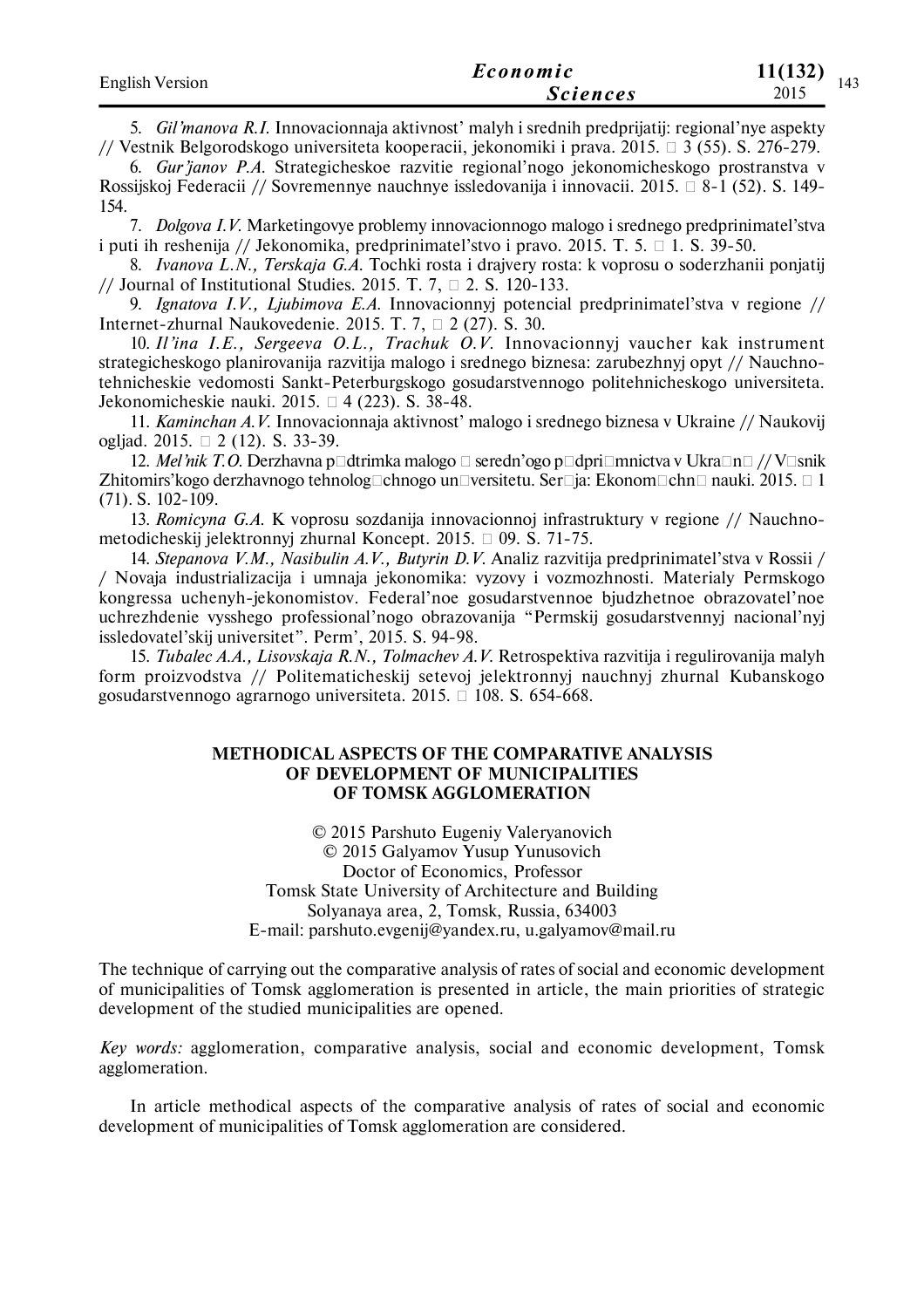5. *Gil'manova R.I.* Innovacionnaja aktivnost' malyh i srednih predprijatij: regional'nye aspekty // Vestnik Belgorodskogo universiteta kooperacii, jekonomiki i prava. 2015. □ 3 (55). S. 276-279.

6. *Gur'janov P.A.* Strategicheskoe razvitie regional'nogo jekonomicheskogo prostranstva v Rossijskoj Federacii // Sovremennye nauchnye issledovanija i innovacii. 2015. □ 8-1 (52). S. 149-154.

7. *Dolgova I.V.* Marketingovye problemy innovacionnogo malogo i srednego predprinimatel'stva i puti ih reshenija // Jekonomika, predprinimatel'stvo i pravo. 2015. T. 5. □ 1. S. 39-50.

8. *Ivanova L.N., Terskaja G.A.* Tochki rosta i drajvery rosta: k voprosu o soderzhanii ponjatij // Journal of Institutional Studies. 2015. T. 7, □ 2. S. 120-133.

9. *Ignatova I.V., Ljubimova E.A.* Innovacionnyj potencial predprinimatel'stva v regione // Internet-zhurnal Naukovedenie. 2015. T. 7, □ 2 (27). S. 30.

10. *Il'ina I.E., Sergeeva O.L., Trachuk O.V.* Innovacionnyj vaucher kak instrument strategicheskogo planirovanija razvitija malogo i srednego biznesa: zarubezhnyj opyt // Nauchno-tehnicheskie vedomosti Sankt-Peterburgskogo gosudarstvennogo politehnicheskogo universiteta. Jekonomicheskie nauki. 2015. □ 4 (223). S. 38-48.

11. *Kaminchan A.V.* Innovacionnaja aktivnost' malogo i srednego biznesa v Ukraine // Naukovij ogljad. 2015. □ 2 (12). S. 33-39.

12. *Mel'nik T.O.* Derzhavna p□dtrimka malogo □ sredn'ogo p□dpri□mnictva v Ukra□n□ // V□snik Zhitomirs'kogo derzhavnogo tehnolog□chnogo un□versitetu. Ser□ja: Ekonom□chn□ nauki. 2015. □ 1 (71). S. 102-109.

13. *Romicyna G.A.* K voprosu sozdanija innovacionnoj infrastruktury v regione // Nauchno-metodicheskij jelektronnyj zhurnal Koncept. 2015. □ 09. S. 71-75.

14. *Stepanova V.M., Nasibulin A.V., Butyrin D.V.* Analiz razvitija predprinimatel'stva v Rossii / / Novaja industrializacija i umnaja jekonomika: vyzovy i vozmozhnosti. Materialy Permskogo kongressa uchenyh-jekonomistov. Federal'noe gosudarstvennoe bjudzhetnoe obrazovatel'noe uchrezhdenie vysshego professional'nogo obrazovanija "Permskij gosudarstvennyj nacional'nyj issledovatel'skij universitet". Perm', 2015. S. 94-98.

15. *Tubalec A.A., Lisovskaja R.N., Tolmachev A.V.* Retrospektiva razvitija i regulirovanija malyh form proizvodstva // Politematicheskij setevoj jelektronnyj nauchnyj zhurnal Kubanskogo gosudarstvennogo agrarnogo universiteta. 2015. □ 108. S. 654-668.

## METHODICAL ASPECTS OF THE COMPARATIVE ANALYSIS OF DEVELOPMENT OF MUNICIPALITIES OF TOMSK AGGLOMERATION

© 2015 Parshuto Eugeniy Valeryanovich
© 2015 Galyamov Yusup Yunusovich
Doctor of Economics, Professor
Tomsk State University of Architecture and Building
Solyanaya area, 2, Tomsk, Russia, 634003
E-mail: parshuto.evgenij@yandex.ru, u.galyamov@mail.ru

The technique of carrying out the comparative analysis of rates of social and economic development of municipalities of Tomsk agglomeration is presented in article, the main priorities of strategic development of the studied municipalities are opened.

*Key words:* agglomeration, comparative analysis, social and economic development, Tomsk agglomeration.

In article methodical aspects of the comparative analysis of rates of social and economic development of municipalities of Tomsk agglomeration are considered.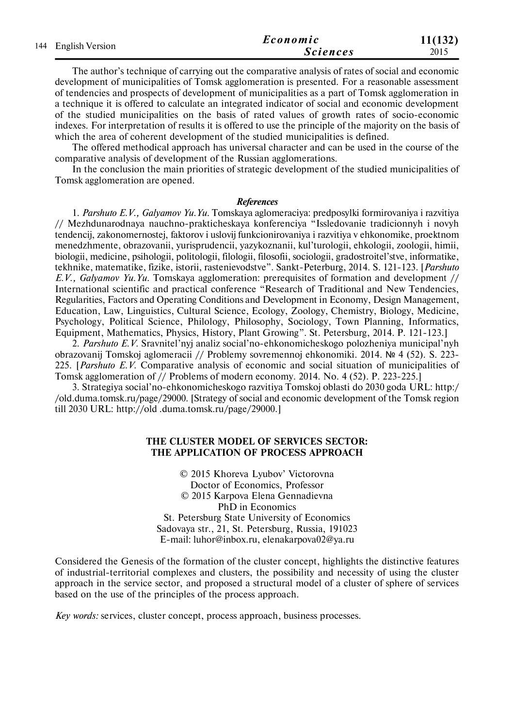The author's technique of carrying out the comparative analysis of rates of social and economic development of municipalities of Tomsk agglomeration is presented. For a reasonable assessment of tendencies and prospects of development of municipalities as a part of Tomsk agglomeration in a technique it is offered to calculate an integrated indicator of social and economic development of the studied municipalities on the basis of rated values of growth rates of socio-economic indexes. For interpretation of results it is offered to use the principle of the majority on the basis of which the area of coherent development of the studied municipalities is defined.

The offered methodical approach has universal character and can be used in the course of the comparative analysis of development of the Russian agglomerations.

In the conclusion the main priorities of strategic development of the studied municipalities of Tomsk agglomeration are opened.

***References***

1. *Parshuto E.V., Galyamov Yu.Yu.* Tomskaya aglomeraciya: predposylki formirovaniya i razvitiya // Mezhdunarodnaya nauchno-prakticheskaya konferenciya "Issledovanie tradicionnyh i novyh tendencij, zakonomernostej, faktorov i uslovij funkcionirovaniya i razvitiya v ehkonomike, proektnom menedzhmente, obrazovanii, yurisprudencii, yazykoznanii, kul'turologii, ehkologii, zoologii, himii, biologii, medicine, psihologii, politologii, filologii, filosofii, sociologii, gradostroitel'stve, informatike, tekhnike, matematike, fizike, istorii, rastenievodstve". Sankt-Peterburg, 2014. S. 121-123. [*Parshuto E.V., Galyamov Yu.Yu.* Tomskaya agglomeration: prerequisites of formation and development // International scientific and practical conference "Research of Traditional and New Tendencies, Regularities, Factors and Operating Conditions and Development in Economy, Design Management, Education, Law, Linguistics, Cultural Science, Ecology, Zoology, Chemistry, Biology, Medicine, Psychology, Political Science, Philology, Philosophy, Sociology, Town Planning, Informatics, Equipment, Mathematics, Physics, History, Plant Growing". St. Petersburg, 2014. P. 121-123.]

2. *Parshuto E.V.* Sravnitel'nyj analiz social'no-ehkonomicheskogo polozheniya municipal'nyh obrazovanij Tomskoj aglomeracii // Problemy sovremennoj ehkonomiki. 2014. № 4 (52). S. 223-225. [*Parshuto E.V.* Comparative analysis of economic and social situation of municipalities of Tomsk agglomeration of // Problems of modern economy. 2014. No. 4 (52). P. 223-225.]

3. Strategiya social'no-ehkonomicheskogo razvitiya Tomskoj oblasti do 2030 goda URL: http://old.duma.tomsk.ru/page/29000. [Strategy of social and economic development of the Tomsk region till 2030 URL: http://old.duma.tomsk.ru/page/29000.]

## THE CLUSTER MODEL OF SERVICES SECTOR: THE APPLICATION OF PROCESS APPROACH

© 2015 Khoreva Lyubov' Victorovna
Doctor of Economics, Professor
© 2015 Karpova Elena Gennadievna
PhD in Economics
St. Petersburg State University of Economics
Sadovaya str., 21, St. Petersburg, Russia, 191023
E-mail: luhor@inbox.ru, elenakarpova02@ya.ru

Considered the Genesis of the formation of the cluster concept, highlights the distinctive features of industrial-territorial complexes and clusters, the possibility and necessity of using the cluster approach in the service sector, and proposed a structural model of a cluster of sphere of services based on the use of the principles of the process approach.

*Key words:* services, cluster concept, process approach, business processes.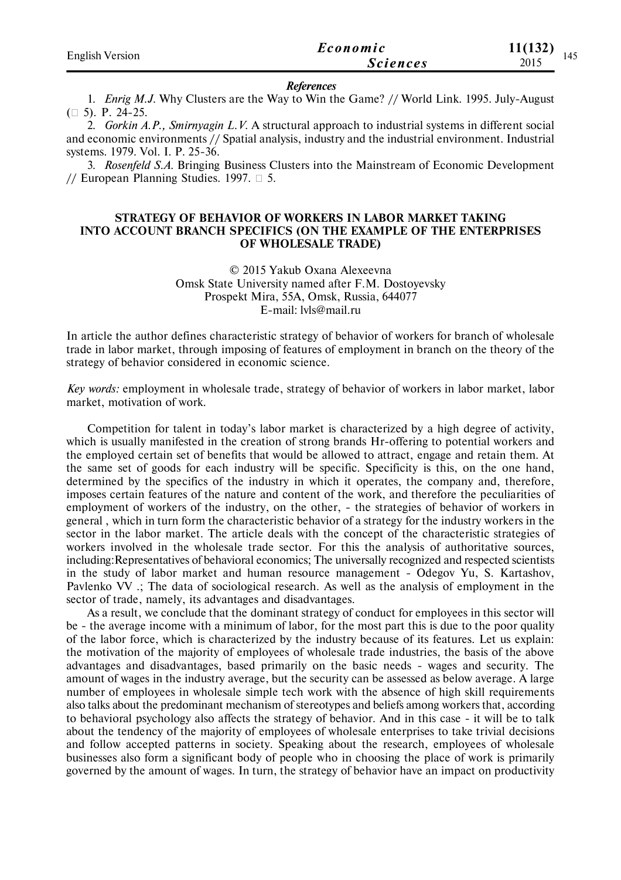*References*

1. *Enrig M.J.* Why Clusters are the Way to Win the Game? // World Link. 1995. July-August (□ 5). P. 24-25.
2. *Gorkin A.P., Smirnyagin L.V.* A structural approach to industrial systems in different social and economic environments // Spatial analysis, industry and the industrial environment. Industrial systems. 1979. Vol. I. P. 25-36.
3. *Rosenfeld S.A.* Bringing Business Clusters into the Mainstream of Economic Development // European Planning Studies. 1997. □ 5.

## STRATEGY OF BEHAVIOR OF WORKERS IN LABOR MARKET TAKING INTO ACCOUNT BRANCH SPECIFICS (ON THE EXAMPLE OF THE ENTERPRISES OF WHOLESALE TRADE)

© 2015 Yakub Oxana Alexeevna
Omsk State University named after F.M. Dostoyevsky
Prospekt Mira, 55A, Omsk, Russia, 644077
E-mail: lvls@mail.ru

In article the author defines characteristic strategy of behavior of workers for branch of wholesale trade in labor market, through imposing of features of employment in branch on the theory of the strategy of behavior considered in economic science.

*Key words:* employment in wholesale trade, strategy of behavior of workers in labor market, labor market, motivation of work.

Competition for talent in today's labor market is characterized by a high degree of activity, which is usually manifested in the creation of strong brands Hr-offering to potential workers and the employed certain set of benefits that would be allowed to attract, engage and retain them. At the same set of goods for each industry will be specific. Specificity is this, on the one hand, determined by the specifics of the industry in which it operates, the company and, therefore, imposes certain features of the nature and content of the work, and therefore the peculiarities of employment of workers of the industry, on the other, - the strategies of behavior of workers in general , which in turn form the characteristic behavior of a strategy for the industry workers in the sector in the labor market. The article deals with the concept of the characteristic strategies of workers involved in the wholesale trade sector. For this the analysis of authoritative sources, including:Representatives of behavioral economics; The universally recognized and respected scientists in the study of labor market and human resource management - Odegov Yu, S. Kartashov, Pavlenko VV .; The data of sociological research. As well as the analysis of employment in the sector of trade, namely, its advantages and disadvantages.

As a result, we conclude that the dominant strategy of conduct for employees in this sector will be - the average income with a minimum of labor, for the most part this is due to the poor quality of the labor force, which is characterized by the industry because of its features. Let us explain: the motivation of the majority of employees of wholesale trade industries, the basis of the above advantages and disadvantages, based primarily on the basic needs - wages and security. The amount of wages in the industry average, but the security can be assessed as below average. A large number of employees in wholesale simple tech work with the absence of high skill requirements also talks about the predominant mechanism of stereotypes and beliefs among workers that, according to behavioral psychology also affects the strategy of behavior. And in this case - it will be to talk about the tendency of the majority of employees of wholesale enterprises to take trivial decisions and follow accepted patterns in society. Speaking about the research, employees of wholesale businesses also form a significant body of people who in choosing the place of work is primarily governed by the amount of wages. In turn, the strategy of behavior have an impact on productivity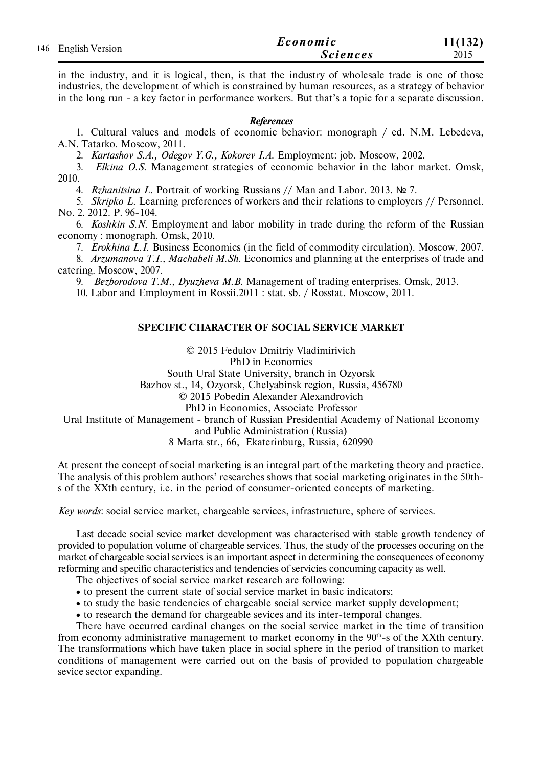in the industry, and it is logical, then, is that the industry of wholesale trade is one of those industries, the development of which is constrained by human resources, as a strategy of behavior in the long run - a key factor in performance workers. But that's a topic for a separate discussion.

***References***

1. Cultural values and models of economic behavior: monograph / ed. N.M. Lebedeva, A.N. Tatarko. Moscow, 2011.
2. *Kartashov S.A., Odegov Y.G., Kokorev I.A.* Employment: job. Moscow, 2002.
3. *Elkina O.S.* Management strategies of economic behavior in the labor market. Omsk, 2010.
4. *Rzhanitsina L.* Portrait of working Russians // Man and Labor. 2013. № 7.
5. *Skripko L.* Learning preferences of workers and their relations to employers // Personnel. No. 2. 2012. P. 96-104.
6. *Koshkin S.N.* Employment and labor mobility in trade during the reform of the Russian economy : monograph. Omsk, 2010.
7. *Erokhina L.I.* Business Economics (in the field of commodity circulation). Moscow, 2007.
8. *Arzumanova T.I., Machabeli M.Sh.* Economics and planning at the enterprises of trade and catering. Moscow, 2007.
9. *Bezborodova T.M., Dyuzheva M.B.* Management of trading enterprises. Omsk, 2013.
10. Labor and Employment in Rossii.2011 : stat. sb. / Rosstat. Moscow, 2011.

## SPECIFIC CHARACTER OF SOCIAL SERVICE MARKET

© 2015 Fedulov Dmitriy Vladimirivich
PhD in Economics
South Ural State University, branch in Ozyorsk
Bazhov st., 14, Ozyorsk, Chelyabinsk region, Russia, 456780
© 2015 Pobedin Alexander Alexandrovich
PhD in Economics, Associate Professor
Ural Institute of Management - branch of Russian Presidential Academy of National Economy and Public Administration (Russia)
8 Marta str., 66, Ekaterinburg, Russia, 620990

At present the concept of social marketing is an integral part of the marketing theory and practice. The analysis of this problem authors' researches shows that social marketing originates in the 50th-s of the XXth century, i.e. in the period of consumer-oriented concepts of marketing.

*Key words*: social service market, chargeable services, infrastructure, sphere of services.

Last decade social sevice market development was characterised with stable growth tendency of provided to population volume of chargeable services. Thus, the study of the processes occuring on the market of chargeable social services is an important aspect in determining the consequences of economy reforming and specific characteristics and tendencies of servicies concuming capacity as well.

The objectives of social service market research are following:

- to present the current state of social service market in basic indicators;
- to study the basic tendencies of chargeable social service market supply development;
- to research the demand for chargeable sevices and its inter-temporal changes.

There have occurred cardinal changes on the social service market in the time of transition from economy administrative management to market economy in the 90th-s of the XXth century. The transformations which have taken place in social sphere in the period of transition to market conditions of management were carried out on the basis of provided to population chargeable sevice sector expanding.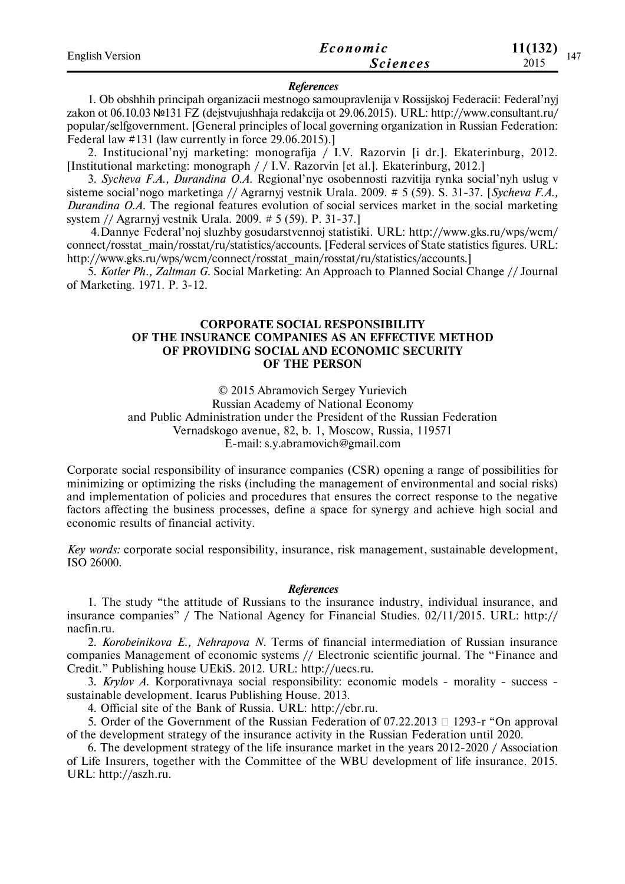***References***

1. Ob obshhih principah organizacii mestnogo samoupravlenija v Rossijskoj Federacii: Federal'nyj zakon ot 06.10.03 №131 FZ (dejstvujushhaja redakcija ot 29.06.2015). URL: http://www.consultant.ru/popular/selfgovernment. [General principles of local governing organization in Russian Federation: Federal law #131 (law currently in force 29.06.2015).]

2. Institucional'nyj marketing: monografija / I.V. Razorvin [i dr.]. Ekaterinburg, 2012. [Institutional marketing: monograph / / I.V. Razorvin [et al.]. Ekaterinburg, 2012.]

3. *Sycheva F.A., Durandina O.A.* Regional'nye osobennosti razvitija rynka social'nyh uslug v sisteme social'nogo marketinga // Agrarnyj vestnik Urala. 2009. # 5 (59). S. 31-37. [*Sycheva F.A., Durandina O.A.* The regional features evolution of social services market in the social marketing system // Agrarnyj vestnik Urala. 2009. # 5 (59). P. 31-37.]

4. Dannye Federal'noj sluzhby gosudarstvennoj statistiki. URL: http://www.gks.ru/wps/wcm/connect/rosstat_main/rosstat/ru/statistics/accounts. [Federal services of State statistics figures. URL: http://www.gks.ru/wps/wcm/connect/rosstat_main/rosstat/ru/statistics/accounts.]

5. *Kotler Ph., Zaltman G.* Social Marketing: An Approach to Planned Social Change // Journal of Marketing. 1971. P. 3-12.

## CORPORATE SOCIAL RESPONSIBILITY OF THE INSURANCE COMPANIES AS AN EFFECTIVE METHOD OF PROVIDING SOCIAL AND ECONOMIC SECURITY OF THE PERSON

© 2015 Abramovich Sergey Yurievich
Russian Academy of National Economy
and Public Administration under the President of the Russian Federation
Vernadskogo avenue, 82, b. 1, Moscow, Russia, 119571
E-mail: s.y.abramovich@gmail.com

Corporate social responsibility of insurance companies (CSR) opening a range of possibilities for minimizing or optimizing the risks (including the management of environmental and social risks) and implementation of policies and procedures that ensures the correct response to the negative factors affecting the business processes, define a space for synergy and achieve high social and economic results of financial activity.

*Key words:* corporate social responsibility, insurance, risk management, sustainable development, ISO 26000.

***References***

1. The study "the attitude of Russians to the insurance industry, individual insurance, and insurance companies" / The National Agency for Financial Studies. 02/11/2015. URL: http://nacfin.ru.

2. *Korobeinikova E., Nehrapova N.* Terms of financial intermediation of Russian insurance companies Management of economic systems // Electronic scientific journal. The "Finance and Credit." Publishing house UEkiS. 2012. URL: http://uecs.ru.

3. *Krylov A.* Korporativnaya social responsibility: economic models - morality - success - sustainable development. Icarus Publishing House. 2013.

4. Official site of the Bank of Russia. URL: http://cbr.ru.

5. Order of the Government of the Russian Federation of 07.22.2013 □ 1293-r "On approval of the development strategy of the insurance activity in the Russian Federation until 2020.

6. The development strategy of the life insurance market in the years 2012-2020 / Association of Life Insurers, together with the Committee of the WBU development of life insurance. 2015. URL: http://aszh.ru.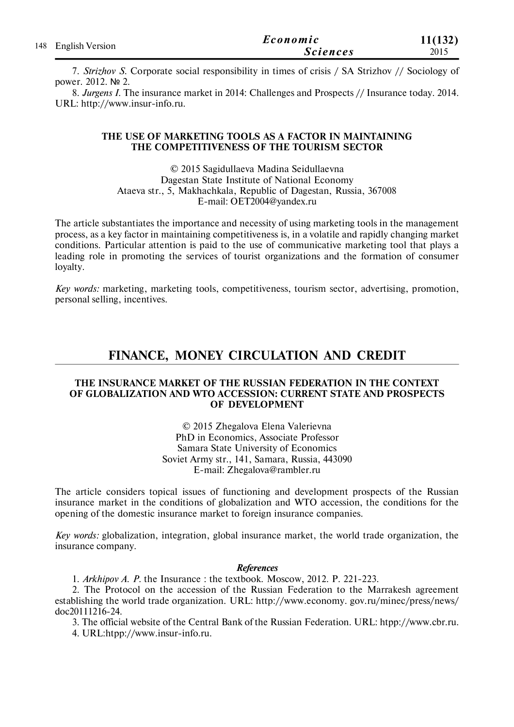7. *Strizhov S.* Corporate social responsibility in times of crisis / SA Strizhov // Sociology of power. 2012. № 2.

8. *Jurgens I.* The insurance market in 2014: Challenges and Prospects // Insurance today. 2014. URL: http://www.insur-info.ru.

### THE USE OF MARKETING TOOLS AS A FACTOR IN MAINTAINING THE COMPETITIVENESS OF THE TOURISM SECTOR

© 2015 Sagidullaeva Madina Seidullaevna
Dagestan State Institute of National Economy
Ataeva str., 5, Makhachkala, Republic of Dagestan, Russia, 367008
E-mail: OET2004@yandex.ru

The article substantiates the importance and necessity of using marketing tools in the management process, as a key factor in maintaining competitiveness is, in a volatile and rapidly changing market conditions. Particular attention is paid to the use of communicative marketing tool that plays a leading role in promoting the services of tourist organizations and the formation of consumer loyalty.

*Key words:* marketing, marketing tools, competitiveness, tourism sector, advertising, promotion, personal selling, incentives.

## FINANCE, MONEY CIRCULATION AND CREDIT

### THE INSURANCE MARKET OF THE RUSSIAN FEDERATION IN THE CONTEXT OF GLOBALIZATION AND WTO ACCESSION: CURRENT STATE AND PROSPECTS OF DEVELOPMENT

© 2015 Zhegalova Elena Valerievna
PhD in Economics, Associate Professor
Samara State University of Economics
Soviet Army str., 141, Samara, Russia, 443090
E-mail: Zhegalova@rambler.ru

The article considers topical issues of functioning and development prospects of the Russian insurance market in the conditions of globalization and WTO accession, the conditions for the opening of the domestic insurance market to foreign insurance companies.

*Key words:* globalization, integration, global insurance market, the world trade organization, the insurance company.

***References***

1. *Arkhipov A. P.* the Insurance : the textbook. Moscow, 2012. P. 221-223.

2. The Protocol on the accession of the Russian Federation to the Marrakesh agreement establishing the world trade organization. URL: http://www.economy. gov.ru/minec/press/news/doc20111216-24.

3. The official website of the Central Bank of the Russian Federation. URL: htpp://www.cbr.ru.

4. URL:htpp://www.insur-info.ru.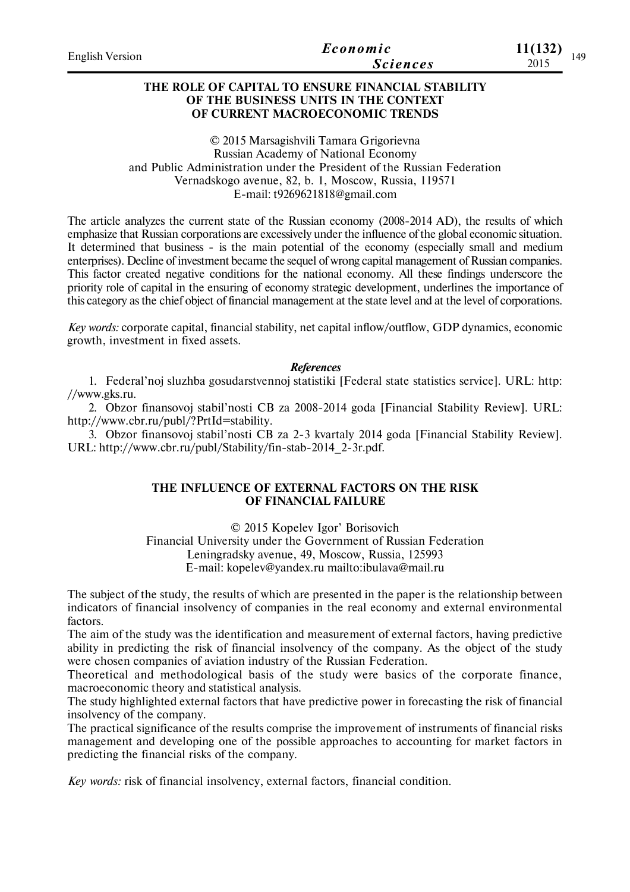## THE ROLE OF CAPITAL TO ENSURE FINANCIAL STABILITY OF THE BUSINESS UNITS IN THE CONTEXT OF CURRENT MACROECONOMIC TRENDS

© 2015 Marsagishvili Tamara Grigorievna
Russian Academy of National Economy
and Public Administration under the President of the Russian Federation
Vernadskogo avenue, 82, b. 1, Moscow, Russia, 119571
E-mail: t9269621818@gmail.com

The article analyzes the current state of the Russian economy (2008-2014 AD), the results of which emphasize that Russian corporations are excessively under the influence of the global economic situation. It determined that business - is the main potential of the economy (especially small and medium enterprises). Decline of investment became the sequel of wrong capital management of Russian companies. This factor created negative conditions for the national economy. All these findings underscore the priority role of capital in the ensuring of economy strategic development, underlines the importance of this category as the chief object of financial management at the state level and at the level of corporations.

*Key words:* corporate capital, financial stability, net capital inflow/outflow, GDP dynamics, economic growth, investment in fixed assets.

### *References*

1. Federal'noj sluzhba gosudarstvennoj statistiki [Federal state statistics service]. URL: http://www.gks.ru.
2. Obzor finansovoj stabil'nosti CB za 2008-2014 goda [Financial Stability Review]. URL: http://www.cbr.ru/publ/?PrtId=stability.
3. Obzor finansovoj stabil'nosti CB za 2-3 kvartaly 2014 goda [Financial Stability Review]. URL: http://www.cbr.ru/publ/Stability/fin-stab-2014_2-3r.pdf.

## THE INFLUENCE OF EXTERNAL FACTORS ON THE RISK OF FINANCIAL FAILURE

© 2015 Kopelev Igor' Borisovich
Financial University under the Government of Russian Federation
Leningradsky avenue, 49, Moscow, Russia, 125993
E-mail: kopelev@yandex.ru mailto:ibulava@mail.ru

The subject of the study, the results of which are presented in the paper is the relationship between indicators of financial insolvency of companies in the real economy and external environmental factors.

The aim of the study was the identification and measurement of external factors, having predictive ability in predicting the risk of financial insolvency of the company. As the object of the study were chosen companies of aviation industry of the Russian Federation.

Theoretical and methodological basis of the study were basics of the corporate finance, macroeconomic theory and statistical analysis.

The study highlighted external factors that have predictive power in forecasting the risk of financial insolvency of the company.

The practical significance of the results comprise the improvement of instruments of financial risks management and developing one of the possible approaches to accounting for market factors in predicting the financial risks of the company.

*Key words:* risk of financial insolvency, external factors, financial condition.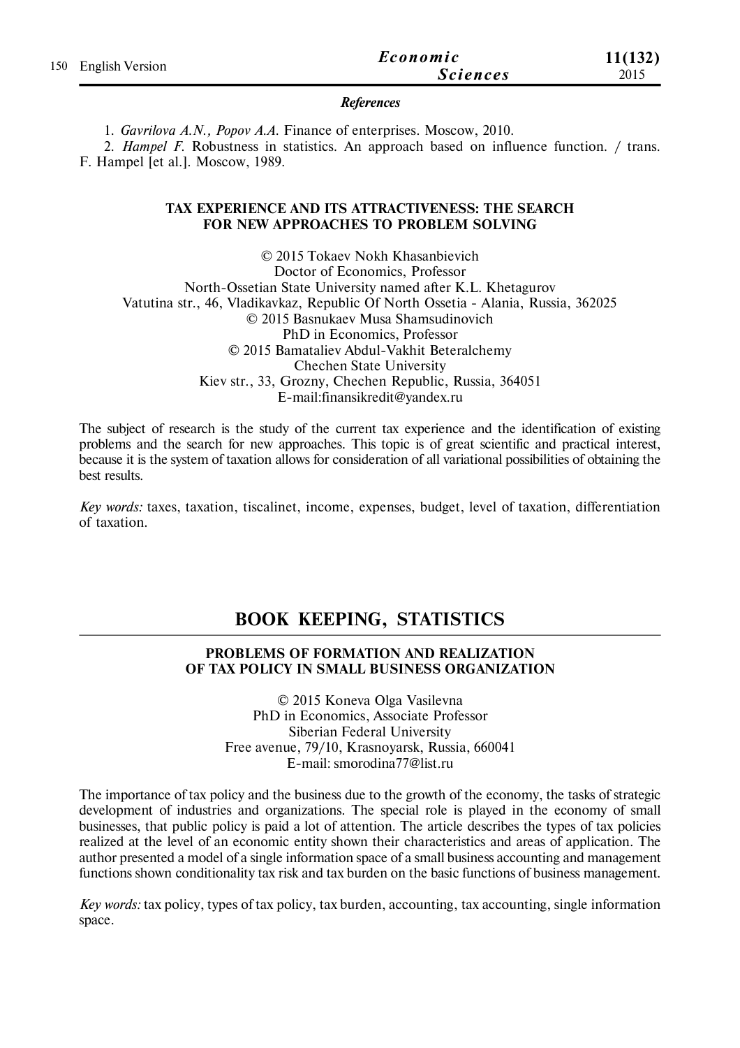### References

1. *Gavrilova A.N., Popov A.A.* Finance of enterprises. Moscow, 2010.
2. *Hampel F.* Robustness in statistics. An approach based on influence function. / trans. F. Hampel [et al.]. Moscow, 1989.

### TAX EXPERIENCE AND ITS ATTRACTIVENESS: THE SEARCH FOR NEW APPROACHES TO PROBLEM SOLVING

© 2015 Tokaev Nokh Khasanbievich
Doctor of Economics, Professor
North-Ossetian State University named after K.L. Khetagurov
Vatutina str., 46, Vladikavkaz, Republic Of North Ossetia - Alania, Russia, 362025
© 2015 Basnukaev Musa Shamsudinovich
PhD in Economics, Professor
© 2015 Bamataliev Abdul-Vakhit Beteralchemy
Chechen State University
Kiev str., 33, Grozny, Chechen Republic, Russia, 364051
E-mail:finansikredit@yandex.ru

The subject of research is the study of the current tax experience and the identification of existing problems and the search for new approaches. This topic is of great scientific and practical interest, because it is the system of taxation allows for consideration of all variational possibilities of obtaining the best results.

*Key words:* taxes, taxation, tiscalinet, income, expenses, budget, level of taxation, differentiation of taxation.

## BOOK KEEPING, STATISTICS

### PROBLEMS OF FORMATION AND REALIZATION OF TAX POLICY IN SMALL BUSINESS ORGANIZATION

© 2015 Koneva Olga Vasilevna
PhD in Economics, Associate Professor
Siberian Federal University
Free avenue, 79/10, Krasnoyarsk, Russia, 660041
E-mail: smorodina77@list.ru

The importance of tax policy and the business due to the growth of the economy, the tasks of strategic development of industries and organizations. The special role is played in the economy of small businesses, that public policy is paid a lot of attention. The article describes the types of tax policies realized at the level of an economic entity shown their characteristics and areas of application. The author presented a model of a single information space of a small business accounting and management functions shown conditionality tax risk and tax burden on the basic functions of business management.

*Key words:* tax policy, types of tax policy, tax burden, accounting, tax accounting, single information space.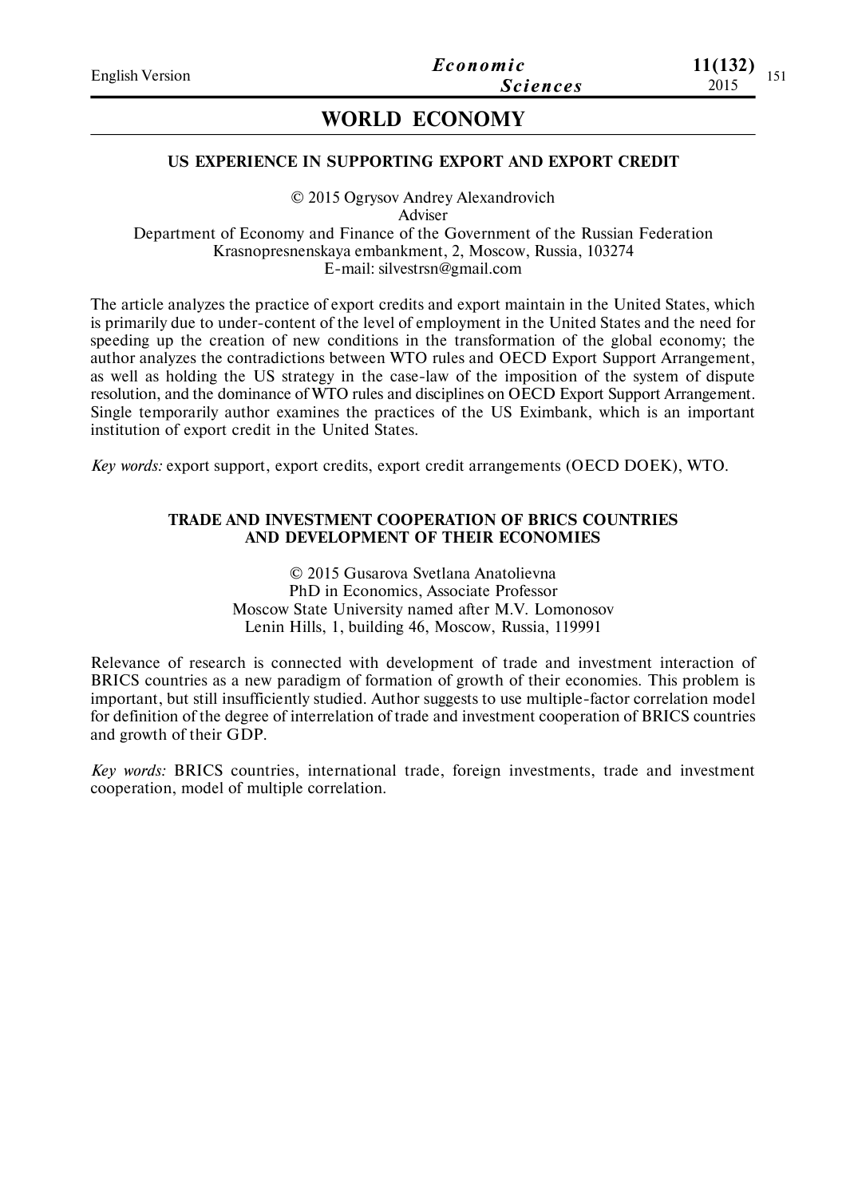## WORLD ECONOMY

### US EXPERIENCE IN SUPPORTING EXPORT AND EXPORT CREDIT

© 2015 Ogrysov Andrey Alexandrovich
Adviser
Department of Economy and Finance of the Government of the Russian Federation
Krasnopresnenskaya embankment, 2, Moscow, Russia, 103274
E-mail: silvestrsn@gmail.com

The article analyzes the practice of export credits and export maintain in the United States, which is primarily due to under-content of the level of employment in the United States and the need for speeding up the creation of new conditions in the transformation of the global economy; the author analyzes the contradictions between WTO rules and OECD Export Support Arrangement, as well as holding the US strategy in the case-law of the imposition of the system of dispute resolution, and the dominance of WTO rules and disciplines on OECD Export Support Arrangement. Single temporarily author examines the practices of the US Eximbank, which is an important institution of export credit in the United States.

*Key words:* export support, export credits, export credit arrangements (OECD DOEK), WTO.

### TRADE AND INVESTMENT COOPERATION OF BRICS COUNTRIES AND DEVELOPMENT OF THEIR ECONOMIES

© 2015 Gusarova Svetlana Anatolievna
PhD in Economics, Associate Professor
Moscow State University named after M.V. Lomonosov
Lenin Hills, 1, building 46, Moscow, Russia, 119991

Relevance of research is connected with development of trade and investment interaction of BRICS countries as a new paradigm of formation of growth of their economies. This problem is important, but still insufficiently studied. Author suggests to use multiple-factor correlation model for definition of the degree of interrelation of trade and investment cooperation of BRICS countries and growth of their GDP.

*Key words:* BRICS countries, international trade, foreign investments, trade and investment cooperation, model of multiple correlation.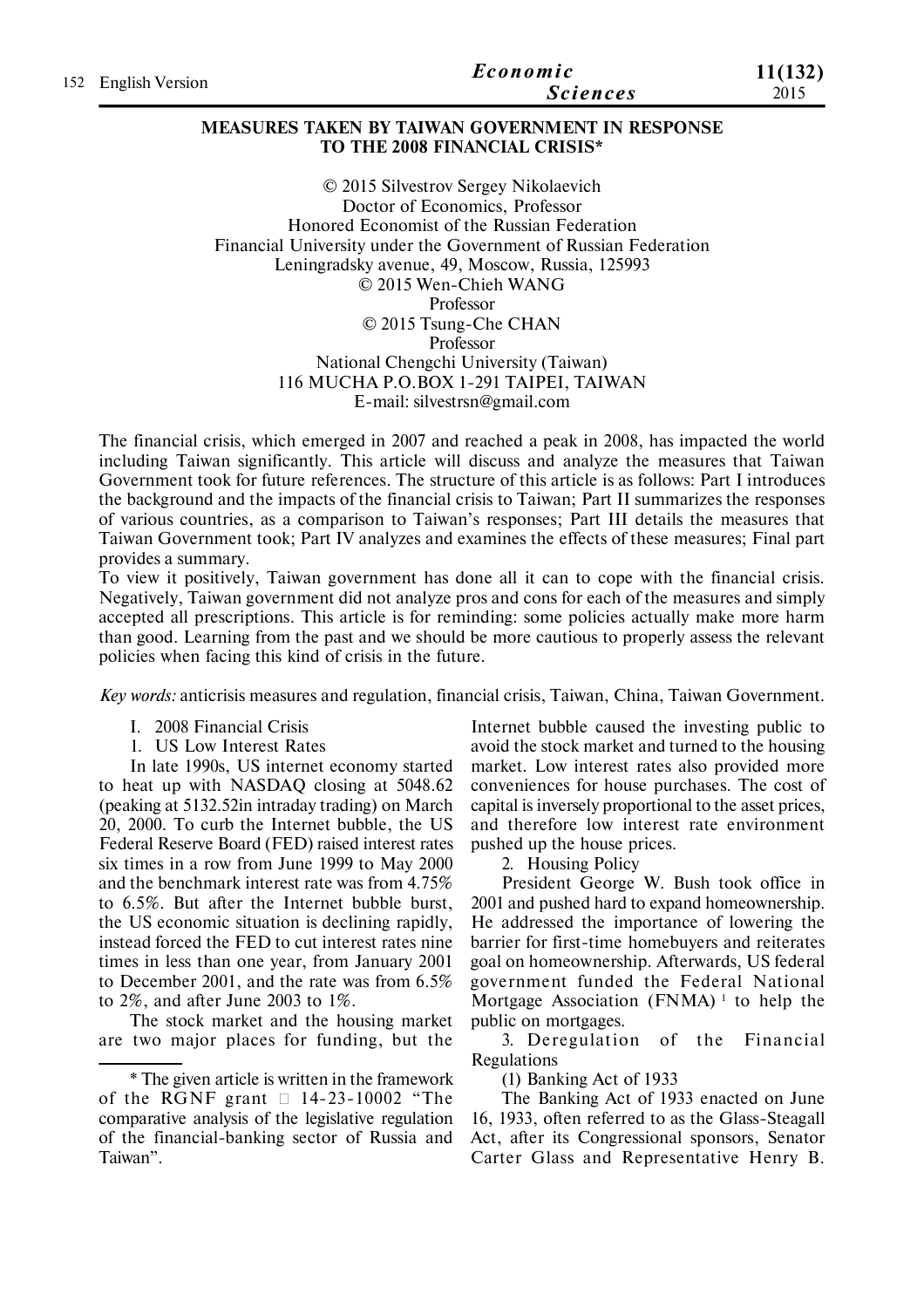# MEASURES TAKEN BY TAIWAN GOVERNMENT IN RESPONSE TO THE 2008 FINANCIAL CRISIS*

© 2015 Silvestrov Sergey Nikolaevich
Doctor of Economics, Professor
Honored Economist of the Russian Federation
Financial University under the Government of Russian Federation
Leningradsky avenue, 49, Moscow, Russia, 125993
© 2015 Wen-Chieh WANG
Professor
© 2015 Tsung-Che CHAN
Professor
National Chengchi University (Taiwan)
116 MUCHA P.O.BOX 1-291 TAIPEI, TAIWAN
E-mail: silvestrsn@gmail.com

The financial crisis, which emerged in 2007 and reached a peak in 2008, has impacted the world including Taiwan significantly. This article will discuss and analyze the measures that Taiwan Government took for future references. The structure of this article is as follows: Part I introduces the background and the impacts of the financial crisis to Taiwan; Part II summarizes the responses of various countries, as a comparison to Taiwan's responses; Part III details the measures that Taiwan Government took; Part IV analyzes and examines the effects of these measures; Final part provides a summary.

To view it positively, Taiwan government has done all it can to cope with the financial crisis. Negatively, Taiwan government did not analyze pros and cons for each of the measures and simply accepted all prescriptions. This article is for reminding: some policies actually make more harm than good. Learning from the past and we should be more cautious to properly assess the relevant policies when facing this kind of crisis in the future.

*Key words:* anticrisis measures and regulation, financial crisis, Taiwan, China, Taiwan Government.

## I. 2008 Financial Crisis

### 1. US Low Interest Rates

In late 1990s, US internet economy started to heat up with NASDAQ closing at 5048.62 (peaking at 5132.52in intraday trading) on March 20, 2000. To curb the Internet bubble, the US Federal Reserve Board (FED) raised interest rates six times in a row from June 1999 to May 2000 and the benchmark interest rate was from 4.75% to 6.5%. But after the Internet bubble burst, the US economic situation is declining rapidly, instead forced the FED to cut interest rates nine times in less than one year, from January 2001 to December 2001, and the rate was from 6.5% to 2%, and after June 2003 to 1%.

The stock market and the housing market are two major places for funding, but the Internet bubble caused the investing public to avoid the stock market and turned to the housing market. Low interest rates also provided more conveniences for house purchases. The cost of capital is inversely proportional to the asset prices, and therefore low interest rate environment pushed up the house prices.

### 2. Housing Policy

President George W. Bush took office in 2001 and pushed hard to expand homeownership. He addressed the importance of lowering the barrier for first-time homebuyers and reiterates goal on homeownership. Afterwards, US federal government funded the Federal National Mortgage Association (FNMA) [1] to help the public on mortgages.

### 3. Deregulation of the Financial Regulations

(1) Banking Act of 1933

The Banking Act of 1933 enacted on June 16, 1933, often referred to as the Glass-Steagall Act, after its Congressional sponsors, Senator Carter Glass and Representative Henry B.

---

\* The given article is written in the framework of the RGNF grant □ 14-23-10002 "The comparative analysis of the legislative regulation of the financial-banking sector of Russia and Taiwan".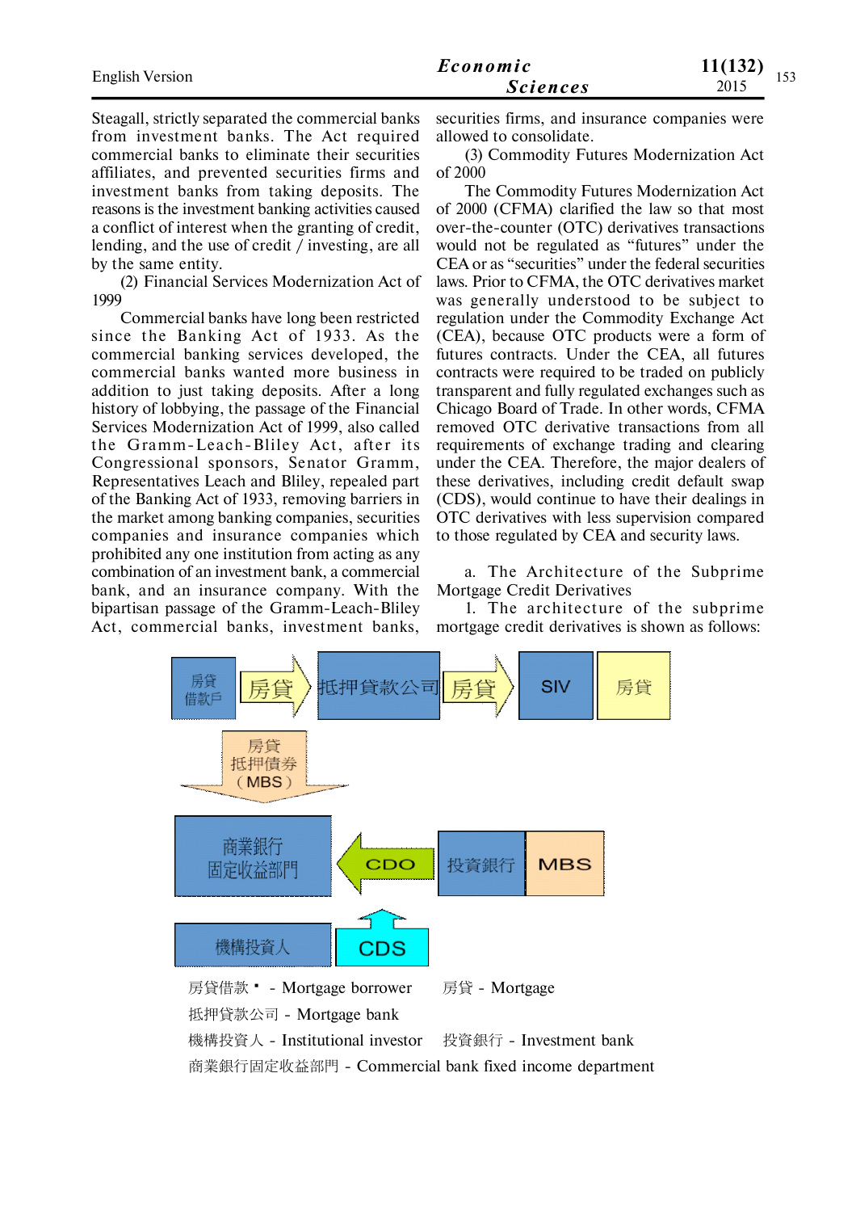Steagall, strictly separated the commercial banks from investment banks. The Act required commercial banks to eliminate their securities affiliates, and prevented securities firms and investment banks from taking deposits. The reasons is the investment banking activities caused a conflict of interest when the granting of credit, lending, and the use of credit / investing, are all by the same entity.

(2) Financial Services Modernization Act of 1999

Commercial banks have long been restricted since the Banking Act of 1933. As the commercial banking services developed, the commercial banks wanted more business in addition to just taking deposits. After a long history of lobbying, the passage of the Financial Services Modernization Act of 1999, also called the Gramm-Leach-Bliley Act, after its Congressional sponsors, Senator Gramm, Representatives Leach and Bliley, repealed part of the Banking Act of 1933, removing barriers in the market among banking companies, securities companies and insurance companies which prohibited any one institution from acting as any combination of an investment bank, a commercial bank, and an insurance company. With the bipartisan passage of the Gramm-Leach-Bliley Act, commercial banks, investment banks, securities firms, and insurance companies were allowed to consolidate.

(3) Commodity Futures Modernization Act of 2000

The Commodity Futures Modernization Act of 2000 (CFMA) clarified the law so that most over-the-counter (OTC) derivatives transactions would not be regulated as "futures" under the CEA or as "securities" under the federal securities laws. Prior to CFMA, the OTC derivatives market was generally understood to be subject to regulation under the Commodity Exchange Act (CEA), because OTC products were a form of futures contracts. Under the CEA, all futures contracts were required to be traded on publicly transparent and fully regulated exchanges such as Chicago Board of Trade. In other words, CFMA removed OTC derivative transactions from all requirements of exchange trading and clearing under the CEA. Therefore, the major dealers of these derivatives, including credit default swap (CDS), would continue to have their dealings in OTC derivatives with less supervision compared to those regulated by CEA and security laws.

a. The Architecture of the Subprime Mortgage Credit Derivatives

1. The architecture of the subprime mortgage credit derivatives is shown as follows:

房貸借款戶 → 房貸 → 抵押貸款公司 → 房貸 → SIV | 房貸

房貸抵押債券（MBS）↓

商業銀行固定收益部門 ← CDO ← 投資銀行 | MBS

機構投資人 | CDS ↑

房貸借款 - Mortgage borrower　　房貸 - Mortgage

抵押貸款公司 - Mortgage bank

機構投資人 - Institutional investor　　投資銀行 - Investment bank

商業銀行固定收益部門 - Commercial bank fixed income department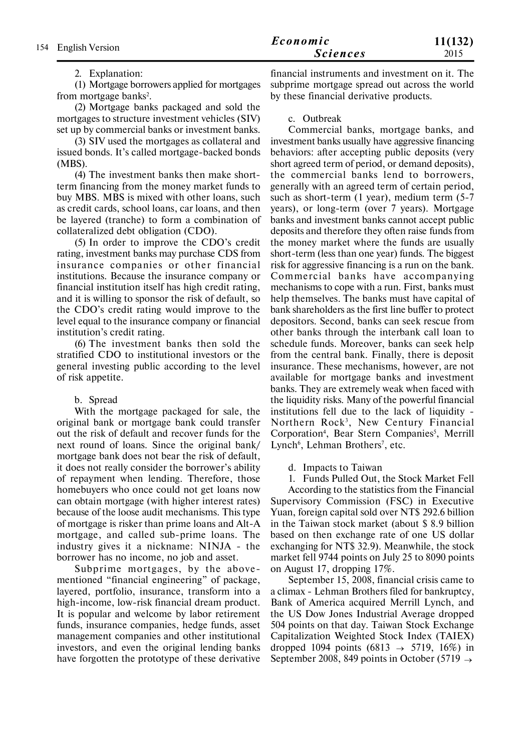2. Explanation:

(1) Mortgage borrowers applied for mortgages from mortgage banks[2].

(2) Mortgage banks packaged and sold the mortgages to structure investment vehicles (SIV) set up by commercial banks or investment banks.

(3) SIV used the mortgages as collateral and issued bonds. It's called mortgage-backed bonds (MBS).

(4) The investment banks then make short-term financing from the money market funds to buy MBS. MBS is mixed with other loans, such as credit cards, school loans, car loans, and then be layered (tranche) to form a combination of collateralized debt obligation (CDO).

(5) In order to improve the CDO's credit rating, investment banks may purchase CDS from insurance companies or other financial institutions. Because the insurance company or financial institution itself has high credit rating, and it is willing to sponsor the risk of default, so the CDO's credit rating would improve to the level equal to the insurance company or financial institution's credit rating.

(6) The investment banks then sold the stratified CDO to institutional investors or the general investing public according to the level of risk appetite.

b. Spread

With the mortgage packaged for sale, the original bank or mortgage bank could transfer out the risk of default and recover funds for the next round of loans. Since the original bank/mortgage bank does not bear the risk of default, it does not really consider the borrower's ability of repayment when lending. Therefore, those homebuyers who once could not get loans now can obtain mortgage (with higher interest rates) because of the loose audit mechanisms. This type of mortgage is risker than prime loans and Alt-A mortgage, and called sub-prime loans. The industry gives it a nickname: NINJA - the borrower has no income, no job and asset.

Subprime mortgages, by the above-mentioned "financial engineering" of package, layered, portfolio, insurance, transform into a high-income, low-risk financial dream product. It is popular and welcome by labor retirement funds, insurance companies, hedge funds, asset management companies and other institutional investors, and even the original lending banks have forgotten the prototype of these derivative financial instruments and investment on it. The subprime mortgage spread out across the world by these financial derivative products.

c. Outbreak

Commercial banks, mortgage banks, and investment banks usually have aggressive financing behaviors: after accepting public deposits (very short agreed term of period, or demand deposits), the commercial banks lend to borrowers, generally with an agreed term of certain period, such as short-term (1 year), medium term (5-7 years), or long-term (over 7 years). Mortgage banks and investment banks cannot accept public deposits and therefore they often raise funds from the money market where the funds are usually short-term (less than one year) funds. The biggest risk for aggressive financing is a run on the bank. Commercial banks have accompanying mechanisms to cope with a run. First, banks must help themselves. The banks must have capital of bank shareholders as the first line buffer to protect depositors. Second, banks can seek rescue from other banks through the interbank call loan to schedule funds. Moreover, banks can seek help from the central bank. Finally, there is deposit insurance. These mechanisms, however, are not available for mortgage banks and investment banks. They are extremely weak when faced with the liquidity risks. Many of the powerful financial institutions fell due to the lack of liquidity - Northern Rock[3], New Century Financial Corporation[4], Bear Stern Companies[5], Merrill Lynch[6], Lehman Brothers[7], etc.

d. Impacts to Taiwan

1. Funds Pulled Out, the Stock Market Fell

According to the statistics from the Financial Supervisory Commission (FSC) in Executive Yuan, foreign capital sold over NT$ 292.6 billion in the Taiwan stock market (about $ 8.9 billion based on then exchange rate of one US dollar exchanging for NT$ 32.9). Meanwhile, the stock market fell 9744 points on July 25 to 8090 points on August 17, dropping 17%.

September 15, 2008, financial crisis came to a climax - Lehman Brothers filed for bankruptcy, Bank of America acquired Merrill Lynch, and the US Dow Jones Industrial Average dropped 504 points on that day. Taiwan Stock Exchange Capitalization Weighted Stock Index (TAIEX) dropped 1094 points (6813 → 5719, 16%) in September 2008, 849 points in October (5719 →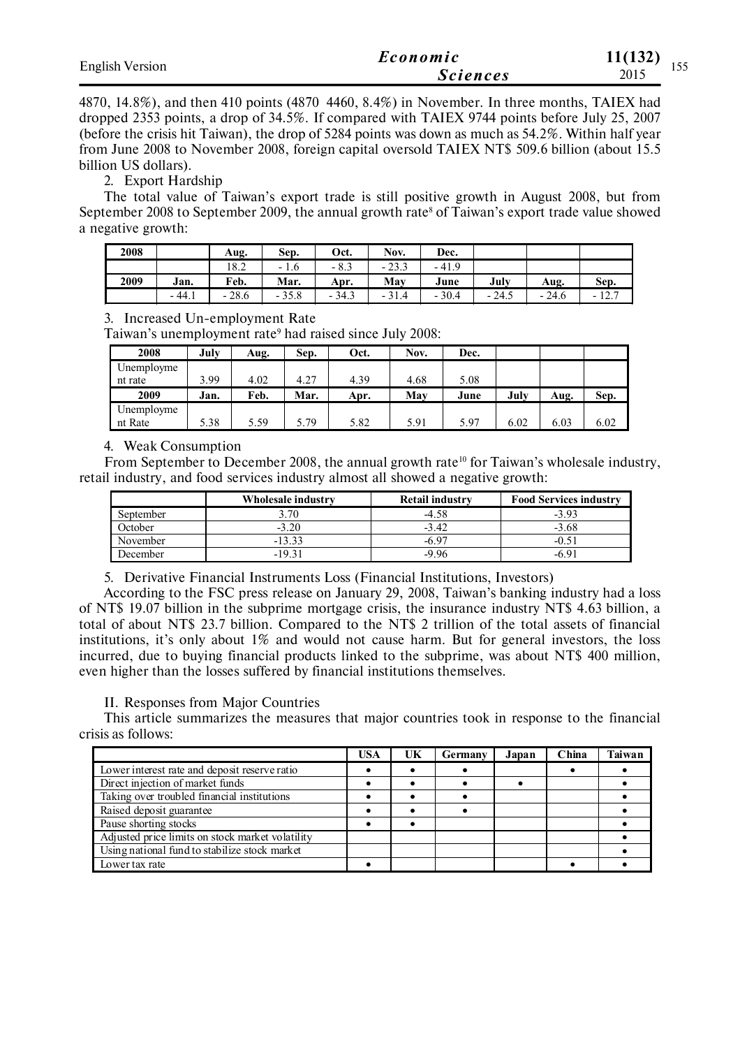4870, 14.8%), and then 410 points (4870 4460, 8.4%) in November. In three months, TAIEX had dropped 2353 points, a drop of 34.5%. If compared with TAIEX 9744 points before July 25, 2007 (before the crisis hit Taiwan), the drop of 5284 points was down as much as 54.2%. Within half year from June 2008 to November 2008, foreign capital oversold TAIEX NT$ 509.6 billion (about 15.5 billion US dollars).

2. Export Hardship

The total value of Taiwan's export trade is still positive growth in August 2008, but from September 2008 to September 2009, the annual growth rate[8] of Taiwan's export trade value showed a negative growth:

| 2008 | | Aug. | Sep. | Oct. | Nov. | Dec. | | | |
|---|---|---|---|---|---|---|---|---|---|
| | | 18.2 | - 1.6 | - 8.3 | - 23.3 | - 41.9 | | | |
| **2009** | **Jan.** | **Feb.** | **Mar.** | **Apr.** | **May** | **June** | **July** | **Aug.** | **Sep.** |
| | - 44.1 | - 28.6 | - 35.8 | - 34.3 | - 31.4 | - 30.4 | - 24.5 | - 24.6 | - 12.7 |

3. Increased Un-employment Rate

Taiwan's unemployment rate[9] had raised since July 2008:

| 2008 | July | Aug. | Sep. | Oct. | Nov. | Dec. | | | |
|---|---|---|---|---|---|---|---|---|---|
| Unemployment rate | 3.99 | 4.02 | 4.27 | 4.39 | 4.68 | 5.08 | | | |
| **2009** | **Jan.** | **Feb.** | **Mar.** | **Apr.** | **May** | **June** | **July** | **Aug.** | **Sep.** |
| Unemployment Rate | 5.38 | 5.59 | 5.79 | 5.82 | 5.91 | 5.97 | 6.02 | 6.03 | 6.02 |

4. Weak Consumption

From September to December 2008, the annual growth rate[10] for Taiwan's wholesale industry, retail industry, and food services industry almost all showed a negative growth:

| | Wholesale industry | Retail industry | Food Services industry |
|---|---|---|---|
| September | 3.70 | -4.58 | -3.93 |
| October | -3.20 | -3.42 | -3.68 |
| November | -13.33 | -6.97 | -0.51 |
| December | -19.31 | -9.96 | -6.91 |

5. Derivative Financial Instruments Loss (Financial Institutions, Investors)

According to the FSC press release on January 29, 2008, Taiwan's banking industry had a loss of NT$ 19.07 billion in the subprime mortgage crisis, the insurance industry NT$ 4.63 billion, a total of about NT$ 23.7 billion. Compared to the NT$ 2 trillion of the total assets of financial institutions, it's only about 1% and would not cause harm. But for general investors, the loss incurred, due to buying financial products linked to the subprime, was about NT$ 400 million, even higher than the losses suffered by financial institutions themselves.

II. Responses from Major Countries

This article summarizes the measures that major countries took in response to the financial crisis as follows:

| | USA | UK | Germany | Japan | China | Taiwan |
|---|---|---|---|---|---|---|
| Lower interest rate and deposit reserve ratio | • | • | • | | • | • |
| Direct injection of market funds | • | • | • | • | | • |
| Taking over troubled financial institutions | • | • | • | | | • |
| Raised deposit guarantee | • | • | • | | | • |
| Pause shorting stocks | • | • | | | | • |
| Adjusted price limits on stock market volatility | | | | | | • |
| Using national fund to stabilize stock market | | | | | | • |
| Lower tax rate | • | | | | • | • |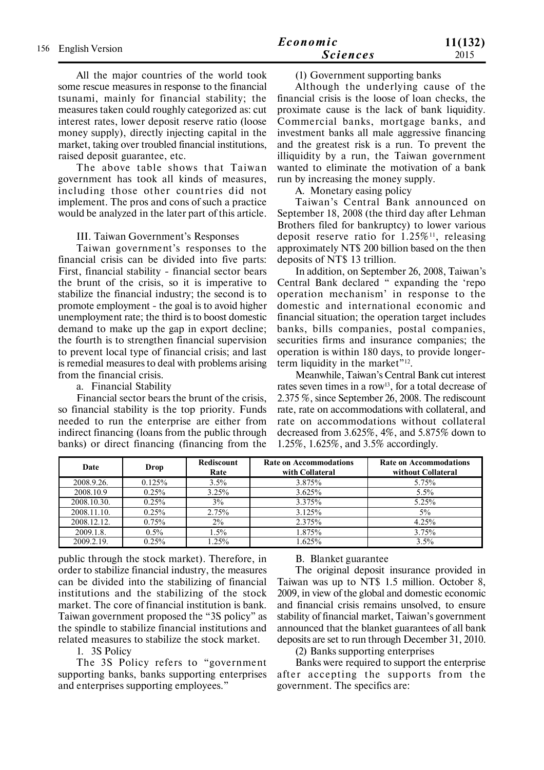All the major countries of the world took some rescue measures in response to the financial tsunami, mainly for financial stability; the measures taken could roughly categorized as: cut interest rates, lower deposit reserve ratio (loose money supply), directly injecting capital in the market, taking over troubled financial institutions, raised deposit guarantee, etc.

The above table shows that Taiwan government has took all kinds of measures, including those other countries did not implement. The pros and cons of such a practice would be analyzed in the later part of this article.

III. Taiwan Government's Responses

Taiwan government's responses to the financial crisis can be divided into five parts: First, financial stability - financial sector bears the brunt of the crisis, so it is imperative to stabilize the financial industry; the second is to promote employment - the goal is to avoid higher unemployment rate; the third is to boost domestic demand to make up the gap in export decline; the fourth is to strengthen financial supervision to prevent local type of financial crisis; and last is remedial measures to deal with problems arising from the financial crisis.

a. Financial Stability

Financial sector bears the brunt of the crisis, so financial stability is the top priority. Funds needed to run the enterprise are either from indirect financing (loans from the public through banks) or direct financing (financing from the public through the stock market). Therefore, in order to stabilize financial industry, the measures can be divided into the stabilizing of financial institutions and the stabilizing of the stock market. The core of financial institution is bank. Taiwan government proposed the "3S policy" as the spindle to stabilize financial institutions and related measures to stabilize the stock market.

1. 3S Policy

The 3S Policy refers to "government supporting banks, banks supporting enterprises and enterprises supporting employees."

(1) Government supporting banks

Although the underlying cause of the financial crisis is the loose of loan checks, the proximate cause is the lack of bank liquidity. Commercial banks, mortgage banks, and investment banks all male aggressive financing and the greatest risk is a run. To prevent the illiquidity by a run, the Taiwan government wanted to eliminate the motivation of a bank run by increasing the money supply.

A. Monetary easing policy

Taiwan's Central Bank announced on September 18, 2008 (the third day after Lehman Brothers filed for bankruptcy) to lower various deposit reserve ratio for 1.25%[11], releasing approximately NT$ 200 billion based on the then deposits of NT$ 13 trillion.

In addition, on September 26, 2008, Taiwan's Central Bank declared " expanding the 'repo operation mechanism' in response to the domestic and international economic and financial situation; the operation target includes banks, bills companies, postal companies, securities firms and insurance companies; the operation is within 180 days, to provide longer-term liquidity in the market"[12].

Meanwhile, Taiwan's Central Bank cut interest rates seven times in a row[13], for a total decrease of 2.375 %, since September 26, 2008. The rediscount rate, rate on accommodations with collateral, and rate on accommodations without collateral decreased from 3.625%, 4%, and 5.875% down to 1.25%, 1.625%, and 3.5% accordingly.

| Date | Drop | Rediscount Rate | Rate on Accommodations with Collateral | Rate on Accommodations without Collateral |
|---|---|---|---|---|
| 2008.9.26. | 0.125% | 3.5% | 3.875% | 5.75% |
| 2008.10.9 | 0.25% | 3.25% | 3.625% | 5.5% |
| 2008.10.30. | 0.25% | 3% | 3.375% | 5.25% |
| 2008.11.10. | 0.25% | 2.75% | 3.125% | 5% |
| 2008.12.12. | 0.75% | 2% | 2.375% | 4.25% |
| 2009.1.8. | 0.5% | 1.5% | 1.875% | 3.75% |
| 2009.2.19. | 0.25% | 1.25% | 1.625% | 3.5% |

B. Blanket guarantee

The original deposit insurance provided in Taiwan was up to NT$ 1.5 million. October 8, 2009, in view of the global and domestic economic and financial crisis remains unsolved, to ensure stability of financial market, Taiwan's government announced that the blanket guarantees of all bank deposits are set to run through December 31, 2010.

(2) Banks supporting enterprises

Banks were required to support the enterprise after accepting the supports from the government. The specifics are: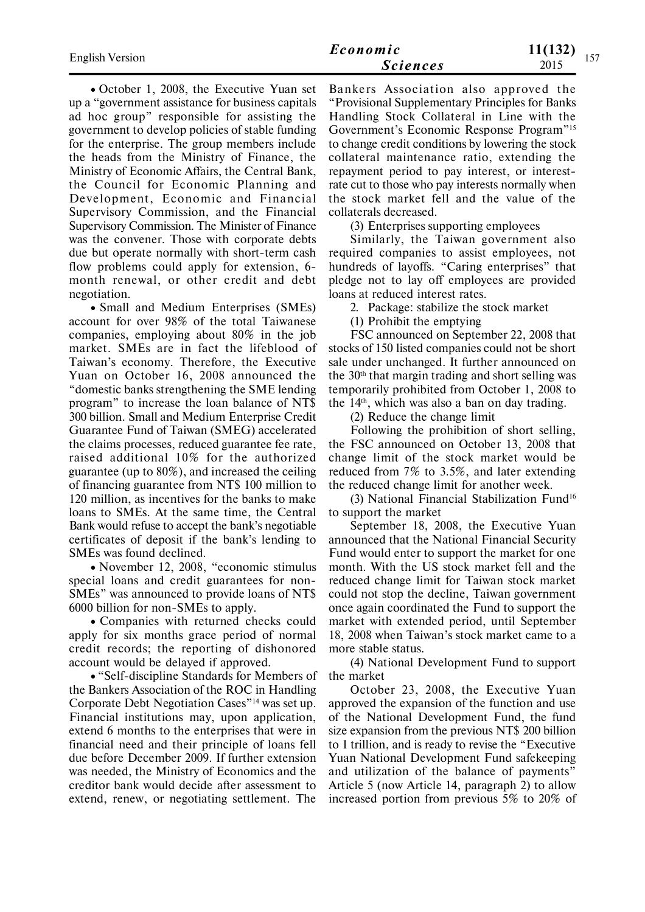- October 1, 2008, the Executive Yuan set up a "government assistance for business capitals ad hoc group" responsible for assisting the government to develop policies of stable funding for the enterprise. The group members include the heads from the Ministry of Finance, the Ministry of Economic Affairs, the Central Bank, the Council for Economic Planning and Development, Economic and Financial Supervisory Commission, and the Financial Supervisory Commission. The Minister of Finance was the convener. Those with corporate debts due but operate normally with short-term cash flow problems could apply for extension, 6-month renewal, or other credit and debt negotiation.
- Small and Medium Enterprises (SMEs) account for over 98% of the total Taiwanese companies, employing about 80% in the job market. SMEs are in fact the lifeblood of Taiwan's economy. Therefore, the Executive Yuan on October 16, 2008 announced the "domestic banks strengthening the SME lending program" to increase the loan balance of NT$ 300 billion. Small and Medium Enterprise Credit Guarantee Fund of Taiwan (SMEG) accelerated the claims processes, reduced guarantee fee rate, raised additional 10% for the authorized guarantee (up to 80%), and increased the ceiling of financing guarantee from NT$ 100 million to 120 million, as incentives for the banks to make loans to SMEs. At the same time, the Central Bank would refuse to accept the bank's negotiable certificates of deposit if the bank's lending to SMEs was found declined.
- November 12, 2008, "economic stimulus special loans and credit guarantees for non-SMEs" was announced to provide loans of NT$ 6000 billion for non-SMEs to apply.
- Companies with returned checks could apply for six months grace period of normal credit records; the reporting of dishonored account would be delayed if approved.
- "Self-discipline Standards for Members of the Bankers Association of the ROC in Handling Corporate Debt Negotiation Cases"[14] was set up. Financial institutions may, upon application, extend 6 months to the enterprises that were in financial need and their principle of loans fell due before December 2009. If further extension was needed, the Ministry of Economics and the creditor bank would decide after assessment to extend, renew, or negotiating settlement. The Bankers Association also approved the "Provisional Supplementary Principles for Banks Handling Stock Collateral in Line with the Government's Economic Response Program"[15] to change credit conditions by lowering the stock collateral maintenance ratio, extending the repayment period to pay interest, or interest-rate cut to those who pay interests normally when the stock market fell and the value of the collaterals decreased.

(3) Enterprises supporting employees

Similarly, the Taiwan government also required companies to assist employees, not hundreds of layoffs. "Caring enterprises" that pledge not to lay off employees are provided loans at reduced interest rates.

2. Package: stabilize the stock market

(1) Prohibit the emptying

FSC announced on September 22, 2008 that stocks of 150 listed companies could not be short sale under unchanged. It further announced on the 30th that margin trading and short selling was temporarily prohibited from October 1, 2008 to the 14th, which was also a ban on day trading.

(2) Reduce the change limit

Following the prohibition of short selling, the FSC announced on October 13, 2008 that change limit of the stock market would be reduced from 7% to 3.5%, and later extending the reduced change limit for another week.

(3) National Financial Stabilization Fund[16] to support the market

September 18, 2008, the Executive Yuan announced that the National Financial Security Fund would enter to support the market for one month. With the US stock market fell and the reduced change limit for Taiwan stock market could not stop the decline, Taiwan government once again coordinated the Fund to support the market with extended period, until September 18, 2008 when Taiwan's stock market came to a more stable status.

(4) National Development Fund to support the market

October 23, 2008, the Executive Yuan approved the expansion of the function and use of the National Development Fund, the fund size expansion from the previous NT$ 200 billion to 1 trillion, and is ready to revise the "Executive Yuan National Development Fund safekeeping and utilization of the balance of payments" Article 5 (now Article 14, paragraph 2) to allow increased portion from previous 5% to 20% of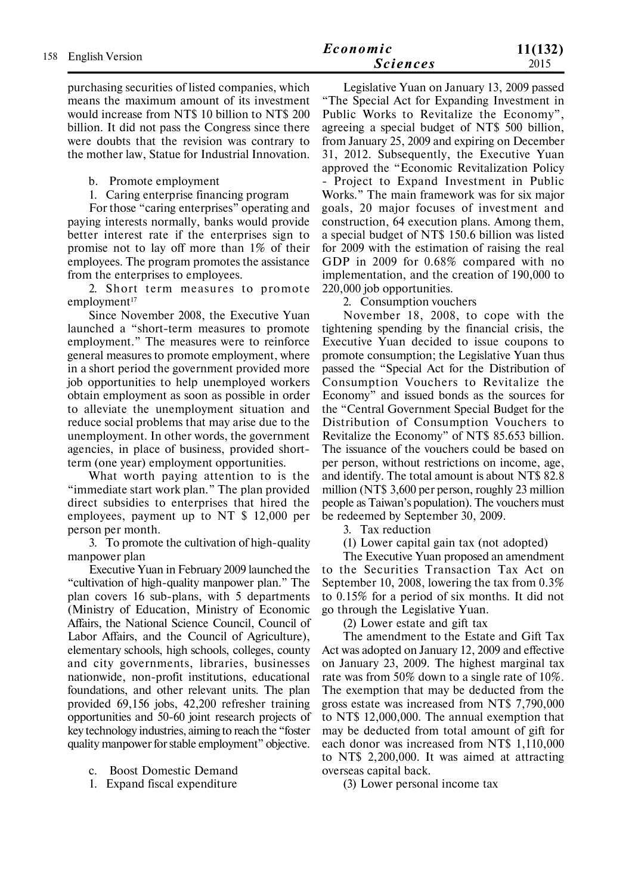purchasing securities of listed companies, which means the maximum amount of its investment would increase from NT$ 10 billion to NT$ 200 billion. It did not pass the Congress since there were doubts that the revision was contrary to the mother law, Statue for Industrial Innovation.

b. Promote employment

1. Caring enterprise financing program

For those "caring enterprises" operating and paying interests normally, banks would provide better interest rate if the enterprises sign to promise not to lay off more than 1% of their employees. The program promotes the assistance from the enterprises to employees.

2. Short term measures to promote employment[17]

Since November 2008, the Executive Yuan launched a "short-term measures to promote employment." The measures were to reinforce general measures to promote employment, where in a short period the government provided more job opportunities to help unemployed workers obtain employment as soon as possible in order to alleviate the unemployment situation and reduce social problems that may arise due to the unemployment. In other words, the government agencies, in place of business, provided short-term (one year) employment opportunities.

What worth paying attention to is the "immediate start work plan." The plan provided direct subsidies to enterprises that hired the employees, payment up to NT $ 12,000 per person per month.

3. To promote the cultivation of high-quality manpower plan

Executive Yuan in February 2009 launched the "cultivation of high-quality manpower plan." The plan covers 16 sub-plans, with 5 departments (Ministry of Education, Ministry of Economic Affairs, the National Science Council, Council of Labor Affairs, and the Council of Agriculture), elementary schools, high schools, colleges, county and city governments, libraries, businesses nationwide, non-profit institutions, educational foundations, and other relevant units. The plan provided 69,156 jobs, 42,200 refresher training opportunities and 50-60 joint research projects of key technology industries, aiming to reach the "foster quality manpower for stable employment" objective.

c. Boost Domestic Demand

1. Expand fiscal expenditure

Legislative Yuan on January 13, 2009 passed "The Special Act for Expanding Investment in Public Works to Revitalize the Economy", agreeing a special budget of NT$ 500 billion, from January 25, 2009 and expiring on December 31, 2012. Subsequently, the Executive Yuan approved the "Economic Revitalization Policy - Project to Expand Investment in Public Works." The main framework was for six major goals, 20 major focuses of investment and construction, 64 execution plans. Among them, a special budget of NT$ 150.6 billion was listed for 2009 with the estimation of raising the real GDP in 2009 for 0.68% compared with no implementation, and the creation of 190,000 to 220,000 job opportunities.

2. Consumption vouchers

November 18, 2008, to cope with the tightening spending by the financial crisis, the Executive Yuan decided to issue coupons to promote consumption; the Legislative Yuan thus passed the "Special Act for the Distribution of Consumption Vouchers to Revitalize the Economy" and issued bonds as the sources for the "Central Government Special Budget for the Distribution of Consumption Vouchers to Revitalize the Economy" of NT$ 85.653 billion. The issuance of the vouchers could be based on per person, without restrictions on income, age, and identify. The total amount is about NT$ 82.8 million (NT$ 3,600 per person, roughly 23 million people as Taiwan's population). The vouchers must be redeemed by September 30, 2009.

3. Tax reduction

(1) Lower capital gain tax (not adopted)

The Executive Yuan proposed an amendment to the Securities Transaction Tax Act on September 10, 2008, lowering the tax from 0.3% to 0.15% for a period of six months. It did not go through the Legislative Yuan.

(2) Lower estate and gift tax

The amendment to the Estate and Gift Tax Act was adopted on January 12, 2009 and effective on January 23, 2009. The highest marginal tax rate was from 50% down to a single rate of 10%. The exemption that may be deducted from the gross estate was increased from NT$ 7,790,000 to NT$ 12,000,000. The annual exemption that may be deducted from total amount of gift for each donor was increased from NT$ 1,110,000 to NT$ 2,200,000. It was aimed at attracting overseas capital back.

(3) Lower personal income tax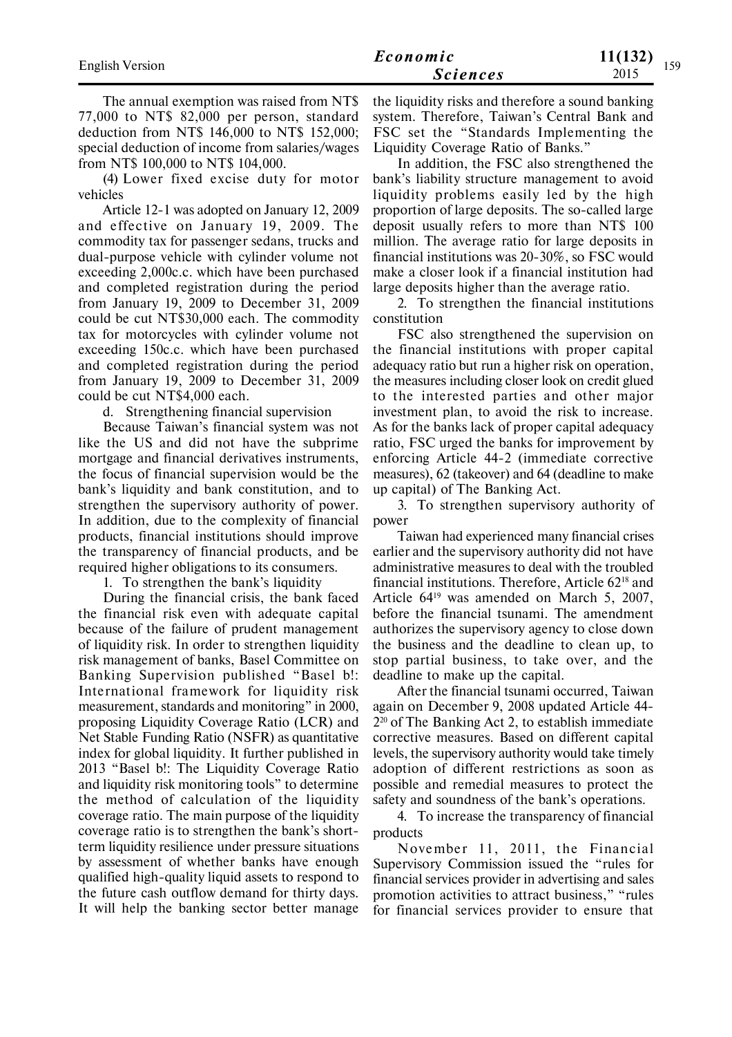The annual exemption was raised from NT$ 77,000 to NT$ 82,000 per person, standard deduction from NT$ 146,000 to NT$ 152,000; special deduction of income from salaries/wages from NT$ 100,000 to NT$ 104,000.

(4) Lower fixed excise duty for motor vehicles

Article 12-1 was adopted on January 12, 2009 and effective on January 19, 2009. The commodity tax for passenger sedans, trucks and dual-purpose vehicle with cylinder volume not exceeding 2,000c.c. which have been purchased and completed registration during the period from January 19, 2009 to December 31, 2009 could be cut NT$30,000 each. The commodity tax for motorcycles with cylinder volume not exceeding 150c.c. which have been purchased and completed registration during the period from January 19, 2009 to December 31, 2009 could be cut NT$4,000 each.

d. Strengthening financial supervision

Because Taiwan's financial system was not like the US and did not have the subprime mortgage and financial derivatives instruments, the focus of financial supervision would be the bank's liquidity and bank constitution, and to strengthen the supervisory authority of power. In addition, due to the complexity of financial products, financial institutions should improve the transparency of financial products, and be required higher obligations to its consumers.

1. To strengthen the bank's liquidity

During the financial crisis, the bank faced the financial risk even with adequate capital because of the failure of prudent management of liquidity risk. In order to strengthen liquidity risk management of banks, Basel Committee on Banking Supervision published "Basel b!: International framework for liquidity risk measurement, standards and monitoring" in 2000, proposing Liquidity Coverage Ratio (LCR) and Net Stable Funding Ratio (NSFR) as quantitative index for global liquidity. It further published in 2013 "Basel b!: The Liquidity Coverage Ratio and liquidity risk monitoring tools" to determine the method of calculation of the liquidity coverage ratio. The main purpose of the liquidity coverage ratio is to strengthen the bank's short-term liquidity resilience under pressure situations by assessment of whether banks have enough qualified high-quality liquid assets to respond to the future cash outflow demand for thirty days. It will help the banking sector better manage the liquidity risks and therefore a sound banking system. Therefore, Taiwan's Central Bank and FSC set the "Standards Implementing the Liquidity Coverage Ratio of Banks."

In addition, the FSC also strengthened the bank's liability structure management to avoid liquidity problems easily led by the high proportion of large deposits. The so-called large deposit usually refers to more than NT$ 100 million. The average ratio for large deposits in financial institutions was 20-30%, so FSC would make a closer look if a financial institution had large deposits higher than the average ratio.

2. To strengthen the financial institutions constitution

FSC also strengthened the supervision on the financial institutions with proper capital adequacy ratio but run a higher risk on operation, the measures including closer look on credit glued to the interested parties and other major investment plan, to avoid the risk to increase. As for the banks lack of proper capital adequacy ratio, FSC urged the banks for improvement by enforcing Article 44-2 (immediate corrective measures), 62 (takeover) and 64 (deadline to make up capital) of The Banking Act.

3. To strengthen supervisory authority of power

Taiwan had experienced many financial crises earlier and the supervisory authority did not have administrative measures to deal with the troubled financial institutions. Therefore, Article 62[18] and Article 64[19] was amended on March 5, 2007, before the financial tsunami. The amendment authorizes the supervisory agency to close down the business and the deadline to clean up, to stop partial business, to take over, and the deadline to make up the capital.

After the financial tsunami occurred, Taiwan again on December 9, 2008 updated Article 44-2[20] of The Banking Act 2, to establish immediate corrective measures. Based on different capital levels, the supervisory authority would take timely adoption of different restrictions as soon as possible and remedial measures to protect the safety and soundness of the bank's operations.

4. To increase the transparency of financial products

November 11, 2011, the Financial Supervisory Commission issued the "rules for financial services provider in advertising and sales promotion activities to attract business," "rules for financial services provider to ensure that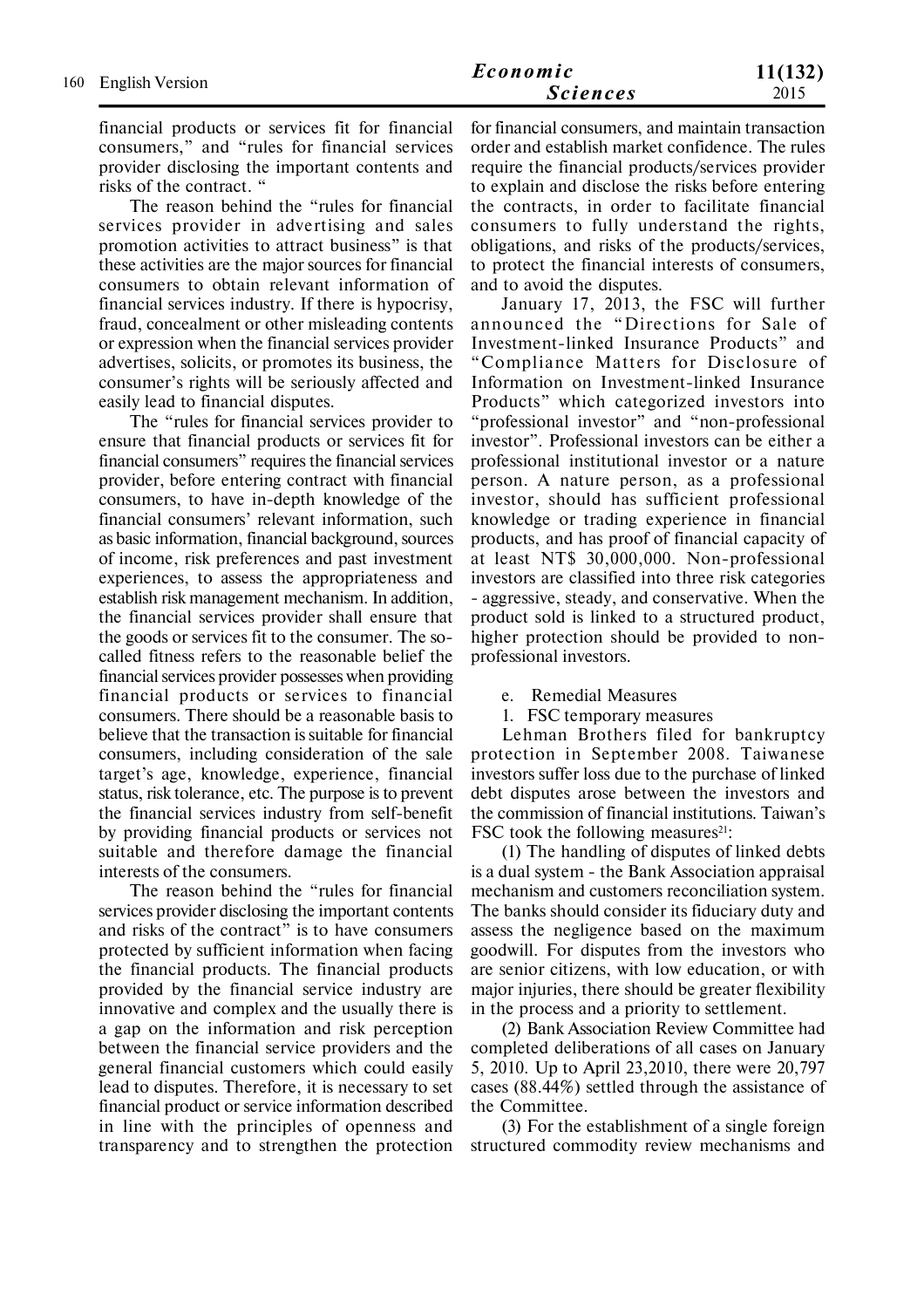financial products or services fit for financial consumers," and "rules for financial services provider disclosing the important contents and risks of the contract. "

The reason behind the "rules for financial services provider in advertising and sales promotion activities to attract business" is that these activities are the major sources for financial consumers to obtain relevant information of financial services industry. If there is hypocrisy, fraud, concealment or other misleading contents or expression when the financial services provider advertises, solicits, or promotes its business, the consumer's rights will be seriously affected and easily lead to financial disputes.

The "rules for financial services provider to ensure that financial products or services fit for financial consumers" requires the financial services provider, before entering contract with financial consumers, to have in-depth knowledge of the financial consumers' relevant information, such as basic information, financial background, sources of income, risk preferences and past investment experiences, to assess the appropriateness and establish risk management mechanism. In addition, the financial services provider shall ensure that the goods or services fit to the consumer. The so-called fitness refers to the reasonable belief the financial services provider possesses when providing financial products or services to financial consumers. There should be a reasonable basis to believe that the transaction is suitable for financial consumers, including consideration of the sale target's age, knowledge, experience, financial status, risk tolerance, etc. The purpose is to prevent the financial services industry from self-benefit by providing financial products or services not suitable and therefore damage the financial interests of the consumers.

The reason behind the "rules for financial services provider disclosing the important contents and risks of the contract" is to have consumers protected by sufficient information when facing the financial products. The financial products provided by the financial service industry are innovative and complex and the usually there is a gap on the information and risk perception between the financial service providers and the general financial customers which could easily lead to disputes. Therefore, it is necessary to set financial product or service information described in line with the principles of openness and transparency and to strengthen the protection for financial consumers, and maintain transaction order and establish market confidence. The rules require the financial products/services provider to explain and disclose the risks before entering the contracts, in order to facilitate financial consumers to fully understand the rights, obligations, and risks of the products/services, to protect the financial interests of consumers, and to avoid the disputes.

January 17, 2013, the FSC will further announced the "Directions for Sale of Investment-linked Insurance Products" and "Compliance Matters for Disclosure of Information on Investment-linked Insurance Products" which categorized investors into "professional investor" and "non-professional investor". Professional investors can be either a professional institutional investor or a nature person. A nature person, as a professional investor, should has sufficient professional knowledge or trading experience in financial products, and has proof of financial capacity of at least NT$ 30,000,000. Non-professional investors are classified into three risk categories - aggressive, steady, and conservative. When the product sold is linked to a structured product, higher protection should be provided to non-professional investors.

e. Remedial Measures

1. FSC temporary measures

Lehman Brothers filed for bankruptcy protection in September 2008. Taiwanese investors suffer loss due to the purchase of linked debt disputes arose between the investors and the commission of financial institutions. Taiwan's FSC took the following measures[21]:

(1) The handling of disputes of linked debts is a dual system - the Bank Association appraisal mechanism and customers reconciliation system. The banks should consider its fiduciary duty and assess the negligence based on the maximum goodwill. For disputes from the investors who are senior citizens, with low education, or with major injuries, there should be greater flexibility in the process and a priority to settlement.

(2) Bank Association Review Committee had completed deliberations of all cases on January 5, 2010. Up to April 23,2010, there were 20,797 cases (88.44%) settled through the assistance of the Committee.

(3) For the establishment of a single foreign structured commodity review mechanisms and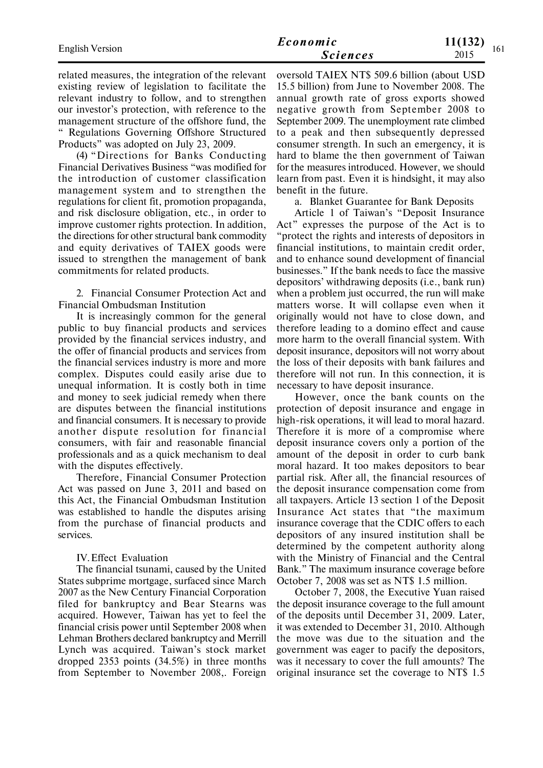related measures, the integration of the relevant existing review of legislation to facilitate the relevant industry to follow, and to strengthen our investor's protection, with reference to the management structure of the offshore fund, the " Regulations Governing Offshore Structured Products" was adopted on July 23, 2009.

(4) "Directions for Banks Conducting Financial Derivatives Business "was modified for the introduction of customer classification management system and to strengthen the regulations for client fit, promotion propaganda, and risk disclosure obligation, etc., in order to improve customer rights protection. In addition, the directions for other structural bank commodity and equity derivatives of TAIEX goods were issued to strengthen the management of bank commitments for related products.

2. Financial Consumer Protection Act and Financial Ombudsman Institution

It is increasingly common for the general public to buy financial products and services provided by the financial services industry, and the offer of financial products and services from the financial services industry is more and more complex. Disputes could easily arise due to unequal information. It is costly both in time and money to seek judicial remedy when there are disputes between the financial institutions and financial consumers. It is necessary to provide another dispute resolution for financial consumers, with fair and reasonable financial professionals and as a quick mechanism to deal with the disputes effectively.

Therefore, Financial Consumer Protection Act was passed on June 3, 2011 and based on this Act, the Financial Ombudsman Institution was established to handle the disputes arising from the purchase of financial products and services.

IV. Effect Evaluation

The financial tsunami, caused by the United States subprime mortgage, surfaced since March 2007 as the New Century Financial Corporation filed for bankruptcy and Bear Stearns was acquired. However, Taiwan has yet to feel the financial crisis power until September 2008 when Lehman Brothers declared bankruptcy and Merrill Lynch was acquired. Taiwan's stock market dropped 2353 points (34.5%) in three months from September to November 2008,. Foreign oversold TAIEX NT$ 509.6 billion (about USD 15.5 billion) from June to November 2008. The annual growth rate of gross exports showed negative growth from September 2008 to September 2009. The unemployment rate climbed to a peak and then subsequently depressed consumer strength. In such an emergency, it is hard to blame the then government of Taiwan for the measures introduced. However, we should learn from past. Even it is hindsight, it may also benefit in the future.

a. Blanket Guarantee for Bank Deposits

Article 1 of Taiwan's "Deposit Insurance Act" expresses the purpose of the Act is to "protect the rights and interests of depositors in financial institutions, to maintain credit order, and to enhance sound development of financial businesses." If the bank needs to face the massive depositors' withdrawing deposits (i.e., bank run) when a problem just occurred, the run will make matters worse. It will collapse even when it originally would not have to close down, and therefore leading to a domino effect and cause more harm to the overall financial system. With deposit insurance, depositors will not worry about the loss of their deposits with bank failures and therefore will not run. In this connection, it is necessary to have deposit insurance.

However, once the bank counts on the protection of deposit insurance and engage in high-risk operations, it will lead to moral hazard. Therefore it is more of a compromise where deposit insurance covers only a portion of the amount of the deposit in order to curb bank moral hazard. It too makes depositors to bear partial risk. After all, the financial resources of the deposit insurance compensation come from all taxpayers. Article 13 section 1 of the Deposit Insurance Act states that "the maximum insurance coverage that the CDIC offers to each depositors of any insured institution shall be determined by the competent authority along with the Ministry of Financial and the Central Bank." The maximum insurance coverage before October 7, 2008 was set as NT$ 1.5 million.

October 7, 2008, the Executive Yuan raised the deposit insurance coverage to the full amount of the deposits until December 31, 2009. Later, it was extended to December 31, 2010. Although the move was due to the situation and the government was eager to pacify the depositors, was it necessary to cover the full amounts? The original insurance set the coverage to NT$ 1.5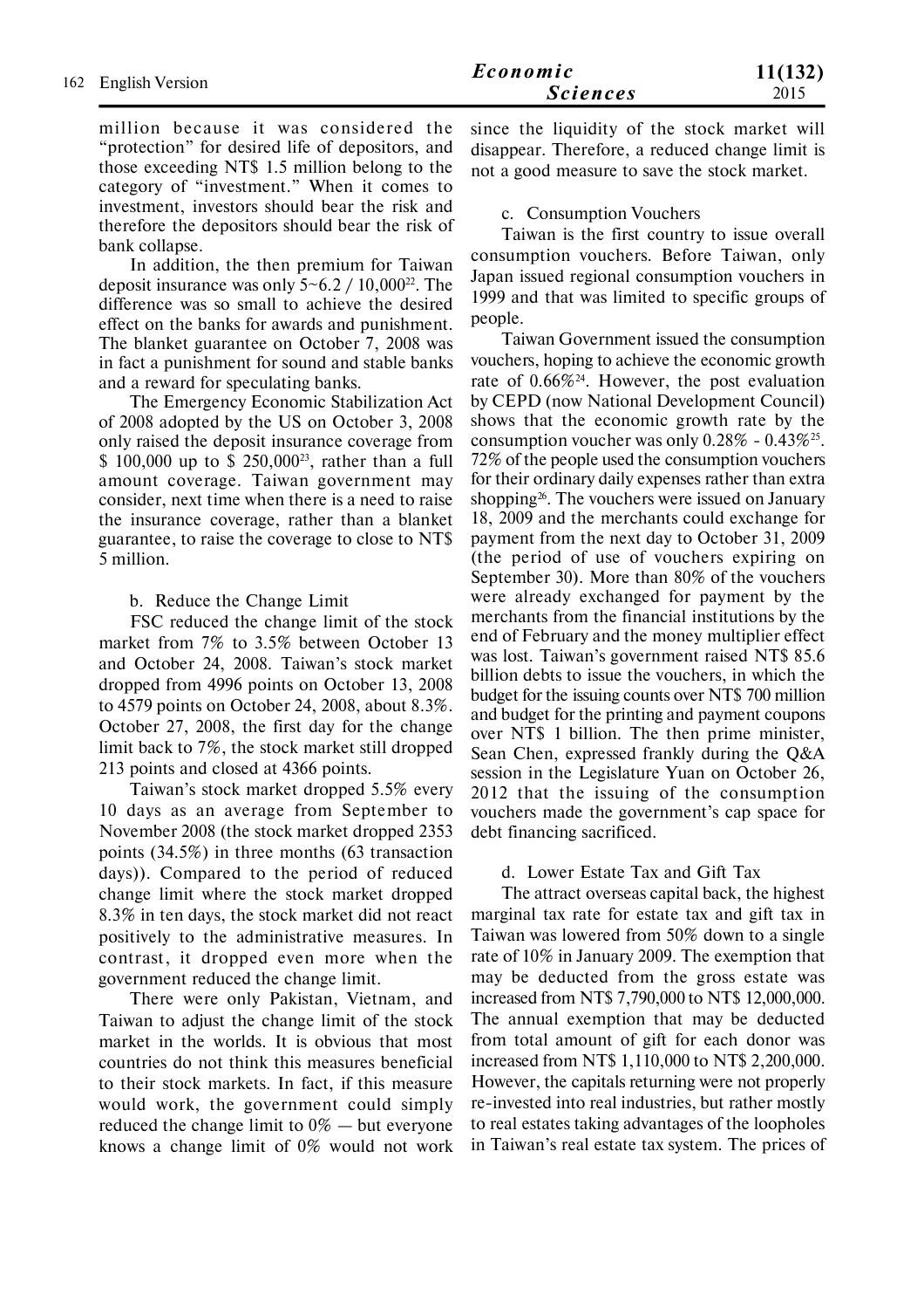million because it was considered the "protection" for desired life of depositors, and those exceeding NT$ 1.5 million belong to the category of "investment." When it comes to investment, investors should bear the risk and therefore the depositors should bear the risk of bank collapse.

In addition, the then premium for Taiwan deposit insurance was only 5~6.2 / 10,000[22]. The difference was so small to achieve the desired effect on the banks for awards and punishment. The blanket guarantee on October 7, 2008 was in fact a punishment for sound and stable banks and a reward for speculating banks.

The Emergency Economic Stabilization Act of 2008 adopted by the US on October 3, 2008 only raised the deposit insurance coverage from $ 100,000 up to $ 250,000[23], rather than a full amount coverage. Taiwan government may consider, next time when there is a need to raise the insurance coverage, rather than a blanket guarantee, to raise the coverage to close to NT$ 5 million.

b. Reduce the Change Limit

FSC reduced the change limit of the stock market from 7% to 3.5% between October 13 and October 24, 2008. Taiwan's stock market dropped from 4996 points on October 13, 2008 to 4579 points on October 24, 2008, about 8.3%. October 27, 2008, the first day for the change limit back to 7%, the stock market still dropped 213 points and closed at 4366 points.

Taiwan's stock market dropped 5.5% every 10 days as an average from September to November 2008 (the stock market dropped 2353 points (34.5%) in three months (63 transaction days)). Compared to the period of reduced change limit where the stock market dropped 8.3% in ten days, the stock market did not react positively to the administrative measures. In contrast, it dropped even more when the government reduced the change limit.

There were only Pakistan, Vietnam, and Taiwan to adjust the change limit of the stock market in the worlds. It is obvious that most countries do not think this measures beneficial to their stock markets. In fact, if this measure would work, the government could simply reduced the change limit to 0% — but everyone knows a change limit of 0% would not work since the liquidity of the stock market will disappear. Therefore, a reduced change limit is not a good measure to save the stock market.

c. Consumption Vouchers

Taiwan is the first country to issue overall consumption vouchers. Before Taiwan, only Japan issued regional consumption vouchers in 1999 and that was limited to specific groups of people.

Taiwan Government issued the consumption vouchers, hoping to achieve the economic growth rate of 0.66%[24]. However, the post evaluation by CEPD (now National Development Council) shows that the economic growth rate by the consumption voucher was only 0.28% - 0.43%[25]. 72% of the people used the consumption vouchers for their ordinary daily expenses rather than extra shopping[26]. The vouchers were issued on January 18, 2009 and the merchants could exchange for payment from the next day to October 31, 2009 (the period of use of vouchers expiring on September 30). More than 80% of the vouchers were already exchanged for payment by the merchants from the financial institutions by the end of February and the money multiplier effect was lost. Taiwan's government raised NT$ 85.6 billion debts to issue the vouchers, in which the budget for the issuing counts over NT$ 700 million and budget for the printing and payment coupons over NT$ 1 billion. The then prime minister, Sean Chen, expressed frankly during the Q&A session in the Legislature Yuan on October 26, 2012 that the issuing of the consumption vouchers made the government's cap space for debt financing sacrificed.

d. Lower Estate Tax and Gift Tax

The attract overseas capital back, the highest marginal tax rate for estate tax and gift tax in Taiwan was lowered from 50% down to a single rate of 10% in January 2009. The exemption that may be deducted from the gross estate was increased from NT$ 7,790,000 to NT$ 12,000,000. The annual exemption that may be deducted from total amount of gift for each donor was increased from NT$ 1,110,000 to NT$ 2,200,000. However, the capitals returning were not properly re-invested into real industries, but rather mostly to real estates taking advantages of the loopholes in Taiwan's real estate tax system. The prices of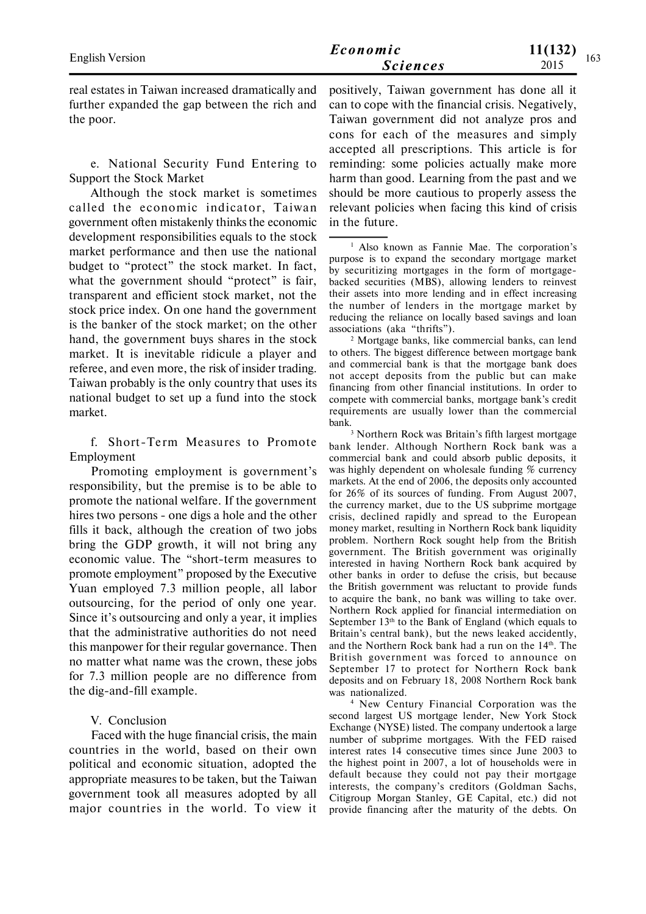real estates in Taiwan increased dramatically and further expanded the gap between the rich and the poor.

e. National Security Fund Entering to Support the Stock Market

Although the stock market is sometimes called the economic indicator, Taiwan government often mistakenly thinks the economic development responsibilities equals to the stock market performance and then use the national budget to "protect" the stock market. In fact, what the government should "protect" is fair, transparent and efficient stock market, not the stock price index. On one hand the government is the banker of the stock market; on the other hand, the government buys shares in the stock market. It is inevitable ridicule a player and referee, and even more, the risk of insider trading. Taiwan probably is the only country that uses its national budget to set up a fund into the stock market.

f. Short-Term Measures to Promote Employment

Promoting employment is government's responsibility, but the premise is to be able to promote the national welfare. If the government hires two persons - one digs a hole and the other fills it back, although the creation of two jobs bring the GDP growth, it will not bring any economic value. The "short-term measures to promote employment" proposed by the Executive Yuan employed 7.3 million people, all labor outsourcing, for the period of only one year. Since it's outsourcing and only a year, it implies that the administrative authorities do not need this manpower for their regular governance. Then no matter what name was the crown, these jobs for 7.3 million people are no difference from the dig-and-fill example.

## V. Conclusion

Faced with the huge financial crisis, the main countries in the world, based on their own political and economic situation, adopted the appropriate measures to be taken, but the Taiwan government took all measures adopted by all major countries in the world. To view it positively, Taiwan government has done all it can to cope with the financial crisis. Negatively, Taiwan government did not analyze pros and cons for each of the measures and simply accepted all prescriptions. This article is for reminding: some policies actually make more harm than good. Learning from the past and we should be more cautious to properly assess the relevant policies when facing this kind of crisis in the future.

---

[1] Also known as Fannie Mae. The corporation's purpose is to expand the secondary mortgage market by securitizing mortgages in the form of mortgage-backed securities (MBS), allowing lenders to reinvest their assets into more lending and in effect increasing the number of lenders in the mortgage market by reducing the reliance on locally based savings and loan associations (aka "thrifts").

[2] Mortgage banks, like commercial banks, can lend to others. The biggest difference between mortgage bank and commercial bank is that the mortgage bank does not accept deposits from the public but can make financing from other financial institutions. In order to compete with commercial banks, mortgage bank's credit requirements are usually lower than the commercial bank.

[3] Northern Rock was Britain's fifth largest mortgage bank lender. Although Northern Rock bank was a commercial bank and could absorb public deposits, it was highly dependent on wholesale funding % currency markets. At the end of 2006, the deposits only accounted for 26% of its sources of funding. From August 2007, the currency market, due to the US subprime mortgage crisis, declined rapidly and spread to the European money market, resulting in Northern Rock bank liquidity problem. Northern Rock sought help from the British government. The British government was originally interested in having Northern Rock bank acquired by other banks in order to defuse the crisis, but because the British government was reluctant to provide funds to acquire the bank, no bank was willing to take over. Northern Rock applied for financial intermediation on September 13th to the Bank of England (which equals to Britain's central bank), but the news leaked accidently, and the Northern Rock bank had a run on the 14th. The British government was forced to announce on September 17 to protect for Northern Rock bank deposits and on February 18, 2008 Northern Rock bank was nationalized.

[4] New Century Financial Corporation was the second largest US mortgage lender, New York Stock Exchange (NYSE) listed. The company undertook a large number of subprime mortgages. With the FED raised interest rates 14 consecutive times since June 2003 to the highest point in 2007, a lot of households were in default because they could not pay their mortgage interests, the company's creditors (Goldman Sachs, Citigroup Morgan Stanley, GE Capital, etc.) did not provide financing after the maturity of the debts. On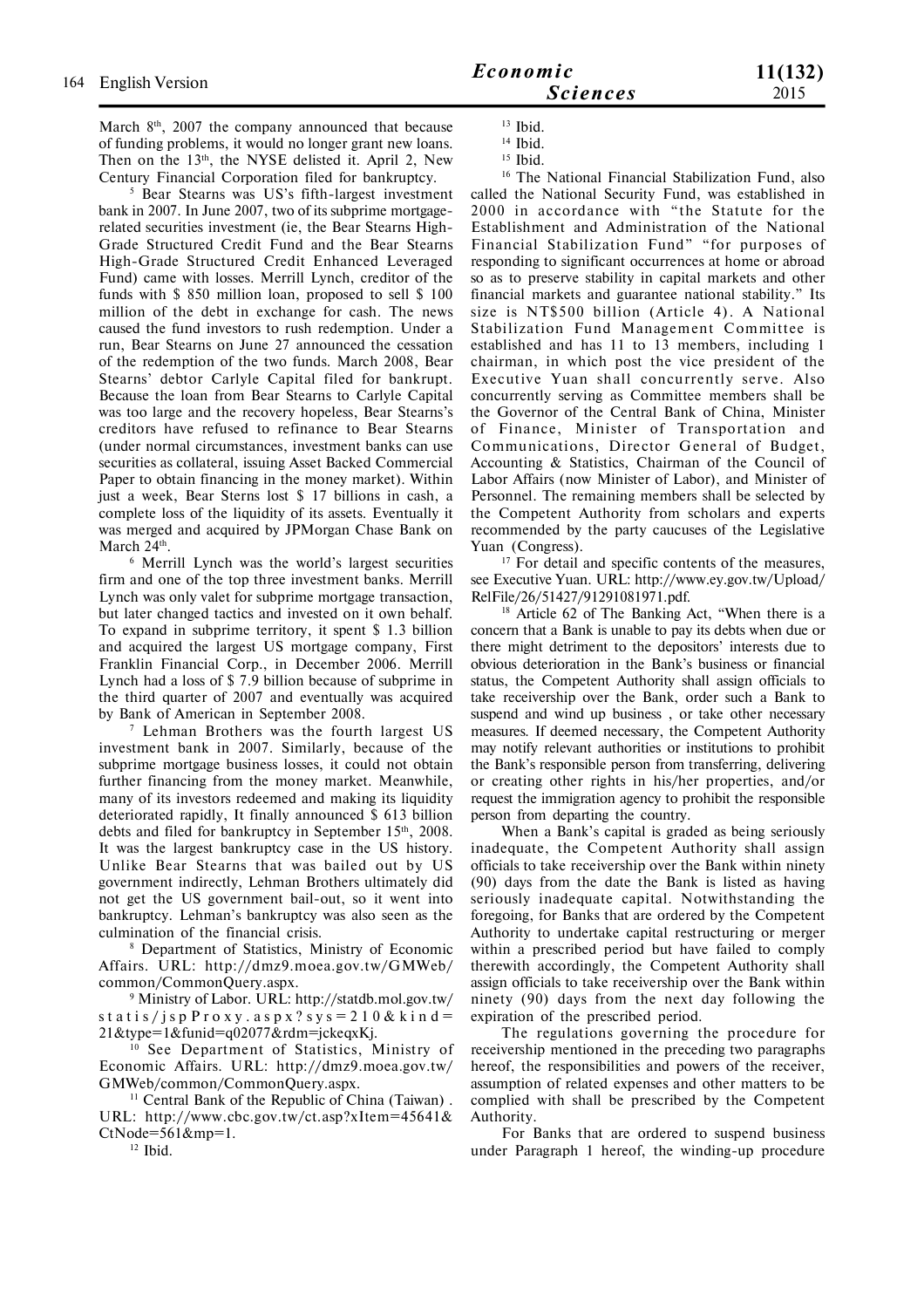March 8th, 2007 the company announced that because of funding problems, it would no longer grant new loans. Then on the 13th, the NYSE delisted it. April 2, New Century Financial Corporation filed for bankruptcy.

[5] Bear Stearns was US's fifth-largest investment bank in 2007. In June 2007, two of its subprime mortgage-related securities investment (ie, the Bear Stearns High-Grade Structured Credit Fund and the Bear Stearns High-Grade Structured Credit Enhanced Leveraged Fund) came with losses. Merrill Lynch, creditor of the funds with $ 850 million loan, proposed to sell $ 100 million of the debt in exchange for cash. The news caused the fund investors to rush redemption. Under a run, Bear Stearns on June 27 announced the cessation of the redemption of the two funds. March 2008, Bear Stearns' debtor Carlyle Capital filed for bankrupt. Because the loan from Bear Stearns to Carlyle Capital was too large and the recovery hopeless, Bear Stearns's creditors have refused to refinance to Bear Stearns (under normal circumstances, investment banks can use securities as collateral, issuing Asset Backed Commercial Paper to obtain financing in the money market). Within just a week, Bear Sterns lost $ 17 billions in cash, a complete loss of the liquidity of its assets. Eventually it was merged and acquired by JPMorgan Chase Bank on March 24th.

[6] Merrill Lynch was the world's largest securities firm and one of the top three investment banks. Merrill Lynch was only valet for subprime mortgage transaction, but later changed tactics and invested on it own behalf. To expand in subprime territory, it spent $ 1.3 billion and acquired the largest US mortgage company, First Franklin Financial Corp., in December 2006. Merrill Lynch had a loss of $ 7.9 billion because of subprime in the third quarter of 2007 and eventually was acquired by Bank of American in September 2008.

[7] Lehman Brothers was the fourth largest US investment bank in 2007. Similarly, because of the subprime mortgage business losses, it could not obtain further financing from the money market. Meanwhile, many of its investors redeemed and making its liquidity deteriorated rapidly, It finally announced $ 613 billion debts and filed for bankruptcy in September 15th, 2008. It was the largest bankruptcy case in the US history. Unlike Bear Stearns that was bailed out by US government indirectly, Lehman Brothers ultimately did not get the US government bail-out, so it went into bankruptcy. Lehman's bankruptcy was also seen as the culmination of the financial crisis.

[8] Department of Statistics, Ministry of Economic Affairs. URL: http://dmz9.moea.gov.tw/GMWeb/common/CommonQuery.aspx.

[9] Ministry of Labor. URL: http://statdb.mol.gov.tw/statis/jspProxy.aspx?sys=210&kind=21&type=1&funid=q02077&rdm=jckeqxKj.

[10] See Department of Statistics, Ministry of Economic Affairs. URL: http://dmz9.moea.gov.tw/GMWeb/common/CommonQuery.aspx.

[11] Central Bank of the Republic of China (Taiwan) . URL: http://www.cbc.gov.tw/ct.asp?xItem=45641&CtNode=561&mp=1.

[12] Ibid.

[13] Ibid.

[14] Ibid.

[15] Ibid.

[16] The National Financial Stabilization Fund, also called the National Security Fund, was established in 2000 in accordance with "the Statute for the Establishment and Administration of the National Financial Stabilization Fund" "for purposes of responding to significant occurrences at home or abroad so as to preserve stability in capital markets and other financial markets and guarantee national stability." Its size is NT$500 billion (Article 4). A National Stabilization Fund Management Committee is established and has 11 to 13 members, including 1 chairman, in which post the vice president of the Executive Yuan shall concurrently serve. Also concurrently serving as Committee members shall be the Governor of the Central Bank of China, Minister of Finance, Minister of Transportation and Communications, Director General of Budget, Accounting & Statistics, Chairman of the Council of Labor Affairs (now Minister of Labor), and Minister of Personnel. The remaining members shall be selected by the Competent Authority from scholars and experts recommended by the party caucuses of the Legislative Yuan (Congress).

[17] For detail and specific contents of the measures, see Executive Yuan. URL: http://www.ey.gov.tw/Upload/RelFile/26/51427/91291081971.pdf.

[18] Article 62 of The Banking Act, "When there is a concern that a Bank is unable to pay its debts when due or there might detriment to the depositors' interests due to obvious deterioration in the Bank's business or financial status, the Competent Authority shall assign officials to take receivership over the Bank, order such a Bank to suspend and wind up business , or take other necessary measures. If deemed necessary, the Competent Authority may notify relevant authorities or institutions to prohibit the Bank's responsible person from transferring, delivering or creating other rights in his/her properties, and/or request the immigration agency to prohibit the responsible person from departing the country.

When a Bank's capital is graded as being seriously inadequate, the Competent Authority shall assign officials to take receivership over the Bank within ninety (90) days from the date the Bank is listed as having seriously inadequate capital. Notwithstanding the foregoing, for Banks that are ordered by the Competent Authority to undertake capital restructuring or merger within a prescribed period but have failed to comply therewith accordingly, the Competent Authority shall assign officials to take receivership over the Bank within ninety (90) days from the next day following the expiration of the prescribed period.

The regulations governing the procedure for receivership mentioned in the preceding two paragraphs hereof, the responsibilities and powers of the receiver, assumption of related expenses and other matters to be complied with shall be prescribed by the Competent Authority.

For Banks that are ordered to suspend business under Paragraph 1 hereof, the winding-up procedure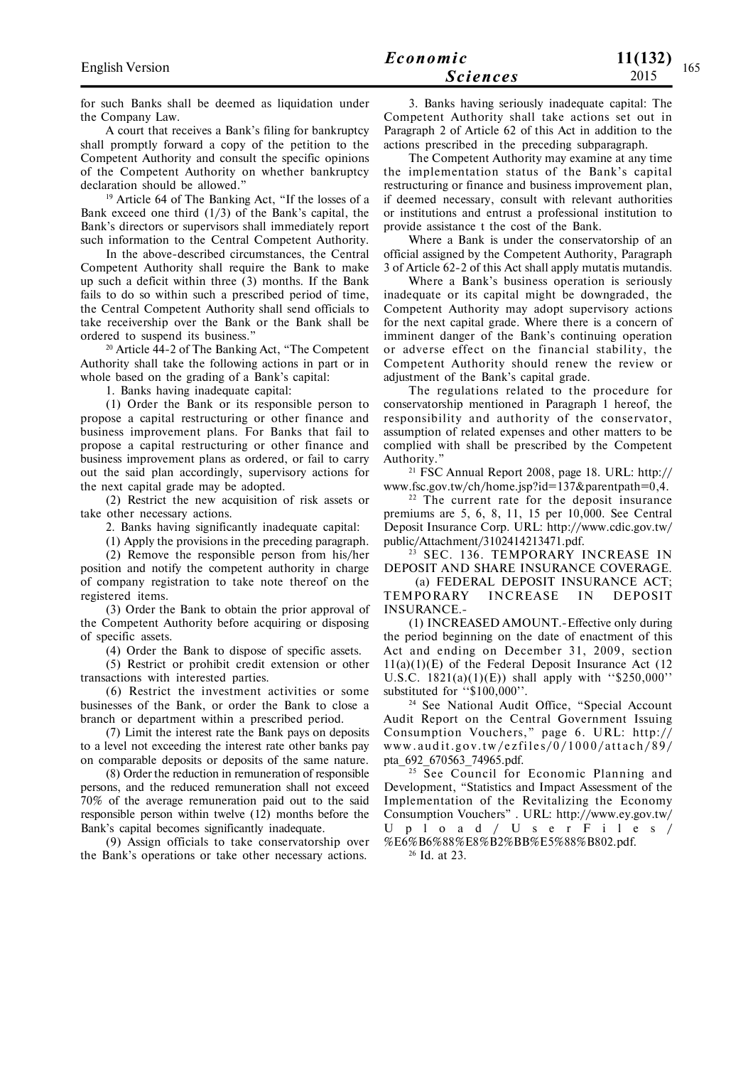for such Banks shall be deemed as liquidation under the Company Law.

A court that receives a Bank's filing for bankruptcy shall promptly forward a copy of the petition to the Competent Authority and consult the specific opinions of the Competent Authority on whether bankruptcy declaration should be allowed."

[19] Article 64 of The Banking Act, "If the losses of a Bank exceed one third (1/3) of the Bank's capital, the Bank's directors or supervisors shall immediately report such information to the Central Competent Authority.

In the above-described circumstances, the Central Competent Authority shall require the Bank to make up such a deficit within three (3) months. If the Bank fails to do so within such a prescribed period of time, the Central Competent Authority shall send officials to take receivership over the Bank or the Bank shall be ordered to suspend its business."

[20] Article 44-2 of The Banking Act, "The Competent Authority shall take the following actions in part or in whole based on the grading of a Bank's capital:

1. Banks having inadequate capital:

(1) Order the Bank or its responsible person to propose a capital restructuring or other finance and business improvement plans. For Banks that fail to propose a capital restructuring or other finance and business improvement plans as ordered, or fail to carry out the said plan accordingly, supervisory actions for the next capital grade may be adopted.

(2) Restrict the new acquisition of risk assets or take other necessary actions.

2. Banks having significantly inadequate capital:

(1) Apply the provisions in the preceding paragraph.

(2) Remove the responsible person from his/her position and notify the competent authority in charge of company registration to take note thereof on the registered items.

(3) Order the Bank to obtain the prior approval of the Competent Authority before acquiring or disposing of specific assets.

(4) Order the Bank to dispose of specific assets.

(5) Restrict or prohibit credit extension or other transactions with interested parties.

(6) Restrict the investment activities or some businesses of the Bank, or order the Bank to close a branch or department within a prescribed period.

(7) Limit the interest rate the Bank pays on deposits to a level not exceeding the interest rate other banks pay on comparable deposits or deposits of the same nature.

(8) Order the reduction in remuneration of responsible persons, and the reduced remuneration shall not exceed 70% of the average remuneration paid out to the said responsible person within twelve (12) months before the Bank's capital becomes significantly inadequate.

(9) Assign officials to take conservatorship over the Bank's operations or take other necessary actions.

3. Banks having seriously inadequate capital: The Competent Authority shall take actions set out in Paragraph 2 of Article 62 of this Act in addition to the actions prescribed in the preceding subparagraph.

The Competent Authority may examine at any time the implementation status of the Bank's capital restructuring or finance and business improvement plan, if deemed necessary, consult with relevant authorities or institutions and entrust a professional institution to provide assistance t the cost of the Bank.

Where a Bank is under the conservatorship of an official assigned by the Competent Authority, Paragraph 3 of Article 62-2 of this Act shall apply mutatis mutandis.

Where a Bank's business operation is seriously inadequate or its capital might be downgraded, the Competent Authority may adopt supervisory actions for the next capital grade. Where there is a concern of imminent danger of the Bank's continuing operation or adverse effect on the financial stability, the Competent Authority should renew the review or adjustment of the Bank's capital grade.

The regulations related to the procedure for conservatorship mentioned in Paragraph 1 hereof, the responsibility and authority of the conservator, assumption of related expenses and other matters to be complied with shall be prescribed by the Competent Authority."

[21] FSC Annual Report 2008, page 18. URL: http://www.fsc.gov.tw/ch/home.jsp?id=137&parentpath=0,4.

[22] The current rate for the deposit insurance premiums are 5, 6, 8, 11, 15 per 10,000. See Central Deposit Insurance Corp. URL: http://www.cdic.gov.tw/public/Attachment/3102414213471.pdf.

[23] SEC. 136. TEMPORARY INCREASE IN DEPOSIT AND SHARE INSURANCE COVERAGE.

(a) FEDERAL DEPOSIT INSURANCE ACT; TEMPORARY INCREASE IN DEPOSIT INSURANCE.-

(1) INCREASED AMOUNT.-Effective only during the period beginning on the date of enactment of this Act and ending on December 31, 2009, section 11(a)(1)(E) of the Federal Deposit Insurance Act (12 U.S.C. 1821(a)(1)(E)) shall apply with ''$250,000'' substituted for ''$100,000''.

[24] See National Audit Office, "Special Account Audit Report on the Central Government Issuing Consumption Vouchers," page 6. URL: http://www.audit.gov.tw/ezfiles/0/1000/attach/89/pta_692_670563_74965.pdf.

[25] See Council for Economic Planning and Development, "Statistics and Impact Assessment of the Implementation of the Revitalizing the Economy Consumption Vouchers" . URL: http://www.ey.gov.tw/Upload/UserFiles/%E6%B6%88%E8%B2%BB%E5%88%B802.pdf.

[26] Id. at 23.